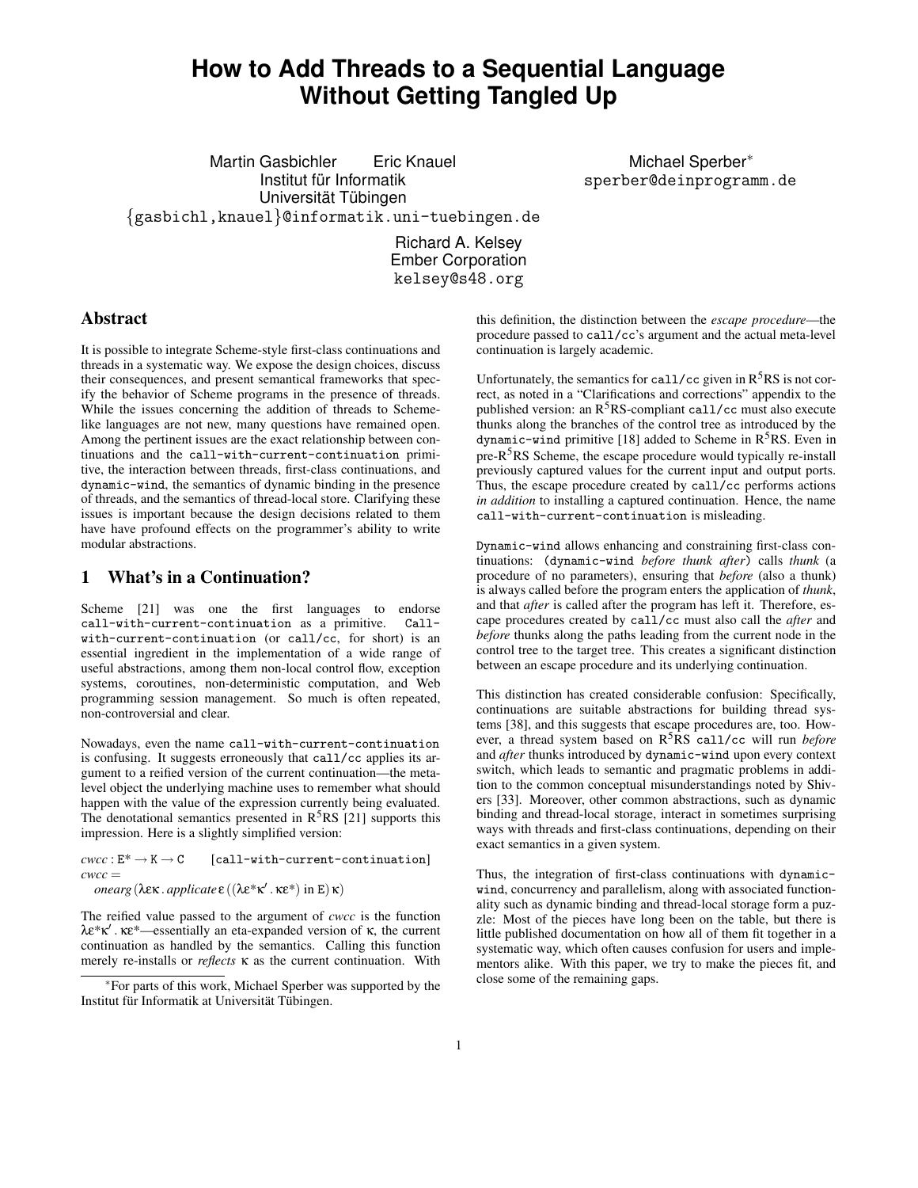# How to Add Threads to a Sequential Language Without Getting Tangled Up

Martin Gasbichler  Eric Knauel
Institut für Informatik
Universität Tübingen
{gasbichl,knauel}@informatik.uni-tuebingen.de

Michael Sperber*
sperber@deinprogramm.de

Richard A. Kelsey
Ember Corporation
kelsey@s48.org

## Abstract

It is possible to integrate Scheme-style first-class continuations and threads in a systematic way. We expose the design choices, discuss their consequences, and present semantical frameworks that specify the behavior of Scheme programs in the presence of threads. While the issues concerning the addition of threads to Scheme-like languages are not new, many questions have remained open. Among the pertinent issues are the exact relationship between continuations and the `call-with-current-continuation` primitive, the interaction between threads, first-class continuations, and `dynamic-wind`, the semantics of dynamic binding in the presence of threads, and the semantics of thread-local store. Clarifying these issues is important because the design decisions related to them have have profound effects on the programmer's ability to write modular abstractions.

## 1 What's in a Continuation?

Scheme [21] was one the first languages to endorse `call-with-current-continuation` as a primitive. `Call-with-current-continuation` (or `call/cc`, for short) is an essential ingredient in the implementation of a wide range of useful abstractions, among them non-local control flow, exception systems, coroutines, non-deterministic computation, and Web programming session management. So much is often repeated, non-controversial and clear.

Nowadays, even the name `call-with-current-continuation` is confusing. It suggests erroneously that `call/cc` applies its argument to a reified version of the current continuation—the meta-level object the underlying machine uses to remember what should happen with the value of the expression currently being evaluated. The denotational semantics presented in R$^5$RS [21] supports this impression. Here is a slightly simplified version:

$cwcc : \mathtt{E}^* \to \mathtt{K} \to \mathtt{C}$  [`call-with-current-continuation`]
$cwcc =$
  $onearg\,(\lambda\varepsilon\kappa\,.\,applicate\,\varepsilon\,((\lambda\varepsilon^*\kappa'\,.\,\kappa\varepsilon^*)\text{ in }\mathtt{E})\,\kappa)$

The reified value passed to the argument of *cwcc* is the function $\lambda\varepsilon^*\kappa'\,.\,\kappa\varepsilon^*$—essentially an eta-expanded version of $\kappa$, the current continuation as handled by the semantics. Calling this function merely re-installs or *reflects* $\kappa$ as the current continuation. With this definition, the distinction between the *escape procedure*—the procedure passed to `call/cc`'s argument and the actual meta-level continuation is largely academic.

Unfortunately, the semantics for `call/cc` given in R$^5$RS is not correct, as noted in a "Clarifications and corrections" appendix to the published version: an R$^5$RS-compliant `call/cc` must also execute thunks along the branches of the control tree as introduced by the `dynamic-wind` primitive [18] added to Scheme in R$^5$RS. Even in pre-R$^5$RS Scheme, the escape procedure would typically re-install previously captured values for the current input and output ports. Thus, the escape procedure created by `call/cc` performs actions *in addition* to installing a captured continuation. Hence, the name `call-with-current-continuation` is misleading.

`Dynamic-wind` allows enhancing and constraining first-class continuations: (`dynamic-wind` *before thunk after*) calls *thunk* (a procedure of no parameters), ensuring that *before* (also a thunk) is always called before the program enters the application of *thunk*, and that *after* is called after the program has left it. Therefore, escape procedures created by `call/cc` must also call the *after* and *before* thunks along the paths leading from the current node in the control tree to the target tree. This creates a significant distinction between an escape procedure and its underlying continuation.

This distinction has created considerable confusion: Specifically, continuations are suitable abstractions for building thread systems [38], and this suggests that escape procedures are, too. However, a thread system based on R$^5$RS `call/cc` will run *before* and *after* thunks introduced by `dynamic-wind` upon every context switch, which leads to semantic and pragmatic problems in addition to the common conceptual misunderstandings noted by Shivers [33]. Moreover, other common abstractions, such as dynamic binding and thread-local storage, interact in sometimes surprising ways with threads and first-class continuations, depending on their exact semantics in a given system.

Thus, the integration of first-class continuations with `dynamic-wind`, concurrency and parallelism, along with associated functionality such as dynamic binding and thread-local storage form a puzzle: Most of the pieces have long been on the table, but there is little published documentation on how all of them fit together in a systematic way, which often causes confusion for users and implementors alike. With this paper, we try to make the pieces fit, and close some of the remaining gaps.

*For parts of this work, Michael Sperber was supported by the Institut für Informatik at Universität Tübingen.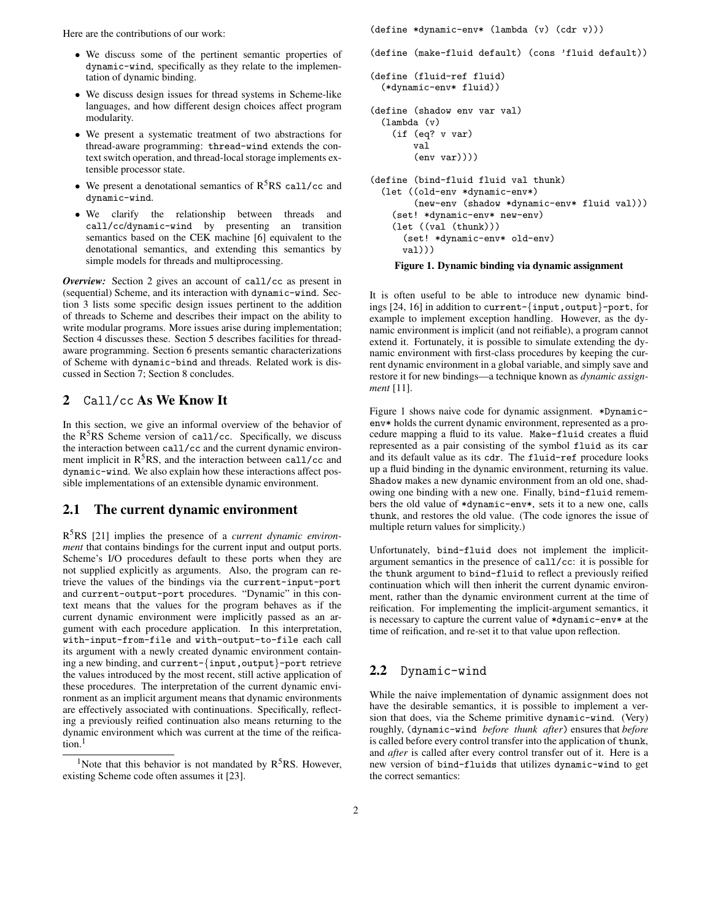Here are the contributions of our work:

- We discuss some of the pertinent semantic properties of `dynamic-wind`, specifically as they relate to the implementation of dynamic binding.
- We discuss design issues for thread systems in Scheme-like languages, and how different design choices affect program modularity.
- We present a systematic treatment of two abstractions for thread-aware programming: `thread-wind` extends the context switch operation, and thread-local storage implements extensible processor state.
- We present a denotational semantics of R$^5$RS `call/cc` and `dynamic-wind`.
- We clarify the relationship between threads and `call/cc`/`dynamic-wind` by presenting an transition semantics based on the CEK machine [6] equivalent to the denotational semantics, and extending this semantics by simple models for threads and multiprocessing.

***Overview:*** Section 2 gives an account of `call/cc` as present in (sequential) Scheme, and its interaction with `dynamic-wind`. Section 3 lists some specific design issues pertinent to the addition of threads to Scheme and describes their impact on the ability to write modular programs. More issues arise during implementation; Section 4 discusses these. Section 5 describes facilities for thread-aware programming. Section 6 presents semantic characterizations of Scheme with `dynamic-bind` and threads. Related work is discussed in Section 7; Section 8 concludes.

## 2 `Call/cc` As We Know It

In this section, we give an informal overview of the behavior of the R$^5$RS Scheme version of `call/cc`. Specifically, we discuss the interaction between `call/cc` and the current dynamic environment implicit in R$^5$RS, and the interaction between `call/cc` and `dynamic-wind`. We also explain how these interactions affect possible implementations of an extensible dynamic environment.

## 2.1 The current dynamic environment

R$^5$RS [21] implies the presence of a *current dynamic environment* that contains bindings for the current input and output ports. Scheme's I/O procedures default to these ports when they are not supplied explicitly as arguments. Also, the program can retrieve the values of the bindings via the `current-input-port` and `current-output-port` procedures. "Dynamic" in this context means that the values for the program behaves as if the current dynamic environment were implicitly passed as an argument with each procedure application. In this interpretation, `with-input-from-file` and `with-output-to-file` each call its argument with a newly created dynamic environment containing a new binding, and `current-{input,output}-port` retrieve the values introduced by the most recent, still active application of these procedures. The interpretation of the current dynamic environment as an implicit argument means that dynamic environments are effectively associated with continuations. Specifically, reflecting a previously reified continuation also means returning to the dynamic environment which was current at the time of the reification.[1]

[1] Note that this behavior is not mandated by R$^5$RS. However, existing Scheme code often assumes it [23].

```
(define *dynamic-env* (lambda (v) (cdr v)))

(define (make-fluid default) (cons 'fluid default))

(define (fluid-ref fluid)
  (*dynamic-env* fluid))

(define (shadow env var val)
  (lambda (v)
    (if (eq? v var)
        val
        (env var))))

(define (bind-fluid fluid val thunk)
  (let ((old-env *dynamic-env*)
        (new-env (shadow *dynamic-env* fluid val)))
    (set! *dynamic-env* new-env)
    (let ((val (thunk)))
      (set! *dynamic-env* old-env)
      val)))
```

**Figure 1. Dynamic binding via dynamic assignment**

It is often useful to be able to introduce new dynamic bindings [24, 16] in addition to `current-{input,output}-port`, for example to implement exception handling. However, as the dynamic environment is implicit (and not reifiable), a program cannot extend it. Fortunately, it is possible to simulate extending the dynamic environment with first-class procedures by keeping the current dynamic environment in a global variable, and simply save and restore it for new bindings—a technique known as *dynamic assignment* [11].

Figure 1 shows naive code for dynamic assignment. `*Dynamic-env*` holds the current dynamic environment, represented as a procedure mapping a fluid to its value. `Make-fluid` creates a fluid represented as a pair consisting of the symbol `fluid` as its `car` and its default value as its `cdr`. The `fluid-ref` procedure looks up a fluid binding in the dynamic environment, returning its value. `Shadow` makes a new dynamic environment from an old one, shadowing one binding with a new one. Finally, `bind-fluid` remembers the old value of `*dynamic-env*`, sets it to a new one, calls `thunk`, and restores the old value. (The code ignores the issue of multiple return values for simplicity.)

Unfortunately, `bind-fluid` does not implement the implicit-argument semantics in the presence of `call/cc`: it is possible for the `thunk` argument to `bind-fluid` to reflect a previously reified continuation which will then inherit the current dynamic environment, rather than the dynamic environment current at the time of reification. For implementing the implicit-argument semantics, it is necessary to capture the current value of `*dynamic-env*` at the time of reification, and re-set it to that value upon reflection.

## 2.2 `Dynamic-wind`

While the naive implementation of dynamic assignment does not have the desirable semantics, it is possible to implement a version that does, via the Scheme primitive `dynamic-wind`. (Very) roughly, (`dynamic-wind` *before thunk after*) ensures that *before* is called before every control transfer into the application of `thunk`, and *after* is called after every control transfer out of it. Here is a new version of `bind-fluids` that utilizes `dynamic-wind` to get the correct semantics: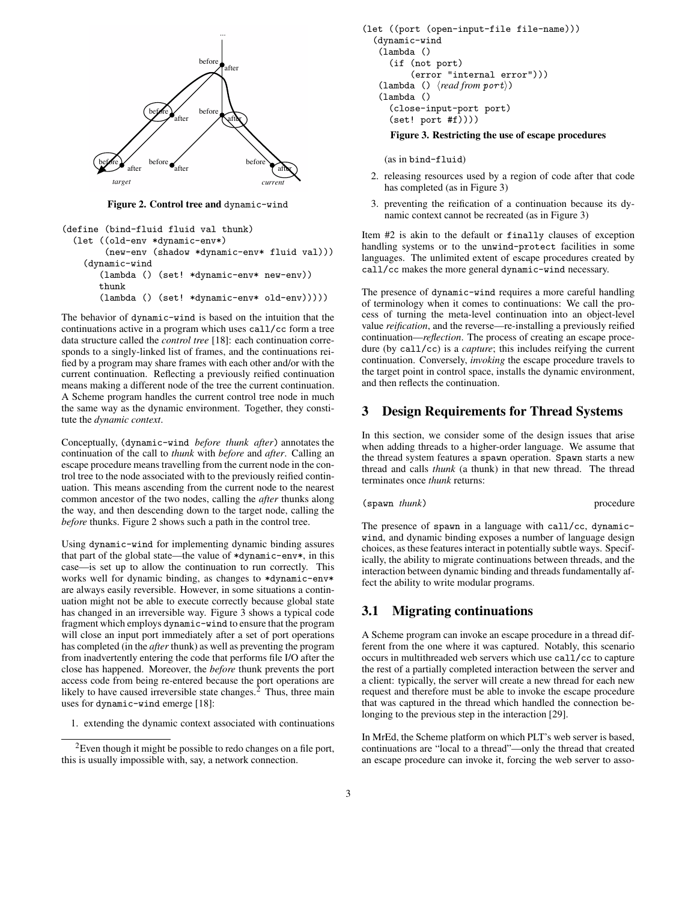Figure 2. Control tree and dynamic-wind

```
(define (bind-fluid fluid val thunk)
  (let ((old-env *dynamic-env*)
        (new-env (shadow *dynamic-env* fluid val)))
    (dynamic-wind
       (lambda () (set! *dynamic-env* new-env))
       thunk
       (lambda () (set! *dynamic-env* old-env)))))
```

The behavior of dynamic-wind is based on the intuition that the continuations active in a program which uses call/cc form a tree data structure called the *control tree* [18]: each continuation corresponds to a singly-linked list of frames, and the continuations reified by a program may share frames with each other and/or with the current continuation. Reflecting a previously reified continuation means making a different node of the tree the current continuation. A Scheme program handles the current control tree node in much the same way as the dynamic environment. Together, they constitute the *dynamic context*.

Conceptually, (dynamic-wind *before thunk after*) annotates the continuation of the call to *thunk* with *before* and *after*. Calling an escape procedure means travelling from the current node in the control tree to the node associated with to the previously reified continuation. This means ascending from the current node to the nearest common ancestor of the two nodes, calling the *after* thunks along the way, and then descending down to the target node, calling the *before* thunks. Figure 2 shows such a path in the control tree.

Using dynamic-wind for implementing dynamic binding assures that part of the global state—the value of *dynamic-env*, in this case—is set up to allow the continuation to run correctly. This works well for dynamic binding, as changes to *dynamic-env* are always easily reversible. However, in some situations a continuation might not be able to execute correctly because global state has changed in an irreversible way. Figure 3 shows a typical code fragment which employs dynamic-wind to ensure that the program will close an input port immediately after a set of port operations has completed (in the *after* thunk) as well as preventing the program from inadvertently entering the code that performs file I/O after the close has happened. Moreover, the *before* thunk prevents the port access code from being re-entered because the port operations are likely to have caused irreversible state changes.[2] Thus, three main uses for dynamic-wind emerge [18]:

1. extending the dynamic context associated with continuations (as in bind-fluid)
2. releasing resources used by a region of code after that code has completed (as in Figure 3)
3. preventing the reification of a continuation because its dynamic context cannot be recreated (as in Figure 3)

[2] Even though it might be possible to redo changes on a file port, this is usually impossible with, say, a network connection.

```
(let ((port (open-input-file file-name)))
  (dynamic-wind
   (lambda ()
     (if (not port)
         (error "internal error")))
   (lambda () ⟨read from port⟩)
   (lambda ()
     (close-input-port port)
     (set! port #f))))
```

**Figure 3. Restricting the use of escape procedures**

Item #2 is akin to the default or finally clauses of exception handling systems or to the unwind-protect facilities in some languages. The unlimited extent of escape procedures created by call/cc makes the more general dynamic-wind necessary.

The presence of dynamic-wind requires a more careful handling of terminology when it comes to continuations: We call the process of turning the meta-level continuation into an object-level value *reification*, and the reverse—re-installing a previously reified continuation—*reflection*. The process of creating an escape procedure (by call/cc) is a *capture*; this includes reifying the current continuation. Conversely, *invoking* the escape procedure travels to the target point in control space, installs the dynamic environment, and then reflects the continuation.

## 3 Design Requirements for Thread Systems

In this section, we consider some of the design issues that arise when adding threads to a higher-order language. We assume that the thread system features a spawn operation. Spawn starts a new thread and calls *thunk* (a thunk) in that new thread. The thread terminates once *thunk* returns:

(spawn *thunk*) procedure

The presence of spawn in a language with call/cc, dynamic-wind, and dynamic binding exposes a number of language design choices, as these features interact in potentially subtle ways. Specifically, the ability to migrate continuations between threads, and the interaction between dynamic binding and threads fundamentally affect the ability to write modular programs.

## 3.1 Migrating continuations

A Scheme program can invoke an escape procedure in a thread different from the one where it was captured. Notably, this scenario occurs in multithreaded web servers which use call/cc to capture the rest of a partially completed interaction between the server and a client: typically, the server will create a new thread for each new request and therefore must be able to invoke the escape procedure that was captured in the thread which handled the connection belonging to the previous step in the interaction [29].

In MrEd, the Scheme platform on which PLT's web server is based, continuations are "local to a thread"—only the thread that created an escape procedure can invoke it, forcing the web server to asso-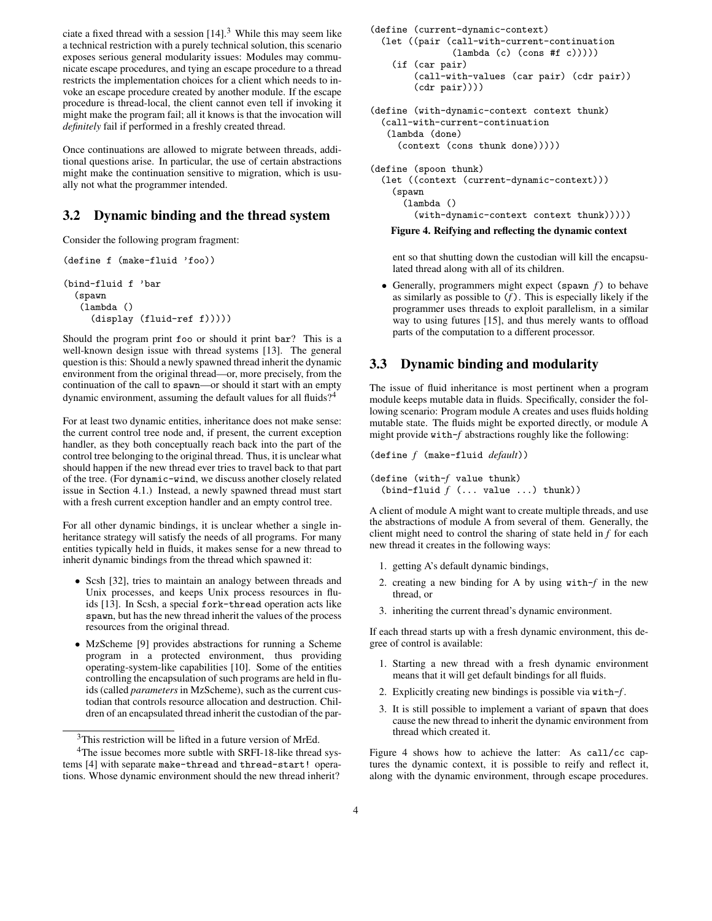ciate a fixed thread with a session [14].[3] While this may seem like a technical restriction with a purely technical solution, this scenario exposes serious general modularity issues: Modules may communicate escape procedures, and tying an escape procedure to a thread restricts the implementation choices for a client which needs to invoke an escape procedure created by another module. If the escape procedure is thread-local, the client cannot even tell if invoking it might make the program fail; all it knows is that the invocation will *definitely* fail if performed in a freshly created thread.

Once continuations are allowed to migrate between threads, additional questions arise. In particular, the use of certain abstractions might make the continuation sensitive to migration, which is usually not what the programmer intended.

## 3.2 Dynamic binding and the thread system

Consider the following program fragment:

```
(define f (make-fluid 'foo))

(bind-fluid f 'bar
  (spawn
   (lambda ()
     (display (fluid-ref f)))))
```

Should the program print `foo` or should it print `bar`? This is a well-known design issue with thread systems [13]. The general question is this: Should a newly spawned thread inherit the dynamic environment from the original thread—or, more precisely, from the continuation of the call to `spawn`—or should it start with an empty dynamic environment, assuming the default values for all fluids?[4]

For at least two dynamic entities, inheritance does not make sense: the current control tree node and, if present, the current exception handler, as they both conceptually reach back into the part of the control tree belonging to the original thread. Thus, it is unclear what should happen if the new thread ever tries to travel back to that part of the tree. (For `dynamic-wind`, we discuss another closely related issue in Section 4.1.) Instead, a newly spawned thread must start with a fresh current exception handler and an empty control tree.

For all other dynamic bindings, it is unclear whether a single inheritance strategy will satisfy the needs of all programs. For many entities typically held in fluids, it makes sense for a new thread to inherit dynamic bindings from the thread which spawned it:

- Scsh [32], tries to maintain an analogy between threads and Unix processes, and keeps Unix process resources in fluids [13]. In Scsh, a special `fork-thread` operation acts like `spawn`, but has the new thread inherit the values of the process resources from the original thread.
- MzScheme [9] provides abstractions for running a Scheme program in a protected environment, thus providing operating-system-like capabilities [10]. Some of the entities controlling the encapsulation of such programs are held in fluids (called *parameters* in MzScheme), such as the current custodian that controls resource allocation and destruction. Children of an encapsulated thread inherit the custodian of the parent so that shutting down the custodian will kill the encapsulated thread along with all of its children.
- Generally, programmers might expect (`spawn` *f*) to behave as similarly as possible to (*f*). This is especially likely if the programmer uses threads to exploit parallelism, in a similar way to using futures [15], and thus merely wants to offload parts of the computation to a different processor.

[3] This restriction will be lifted in a future version of MrEd.

[4] The issue becomes more subtle with SRFI-18-like thread systems [4] with separate `make-thread` and `thread-start!` operations. Whose dynamic environment should the new thread inherit?

```
(define (current-dynamic-context)
  (let ((pair (call-with-current-continuation
               (lambda (c) (cons #f c)))))
    (if (car pair)
        (call-with-values (car pair) (cdr pair))
        (cdr pair))))

(define (with-dynamic-context context thunk)
  (call-with-current-continuation
   (lambda (done)
     (context (cons thunk done)))))

(define (spoon thunk)
  (let ((context (current-dynamic-context)))
    (spawn
      (lambda ()
        (with-dynamic-context context thunk)))))
```

**Figure 4. Reifying and reflecting the dynamic context**

## 3.3 Dynamic binding and modularity

The issue of fluid inheritance is most pertinent when a program module keeps mutable data in fluids. Specifically, consider the following scenario: Program module A creates and uses fluids holding mutable state. The fluids might be exported directly, or module A might provide `with-`*f* abstractions roughly like the following:

```
(define f (make-fluid default))

(define (with-f value thunk)
  (bind-fluid f (... value ...) thunk))
```

A client of module A might want to create multiple threads, and use the abstractions of module A from several of them. Generally, the client might need to control the sharing of state held in *f* for each new thread it creates in the following ways:

1. getting A's default dynamic bindings,
2. creating a new binding for A by using `with-`*f* in the new thread, or
3. inheriting the current thread's dynamic environment.

If each thread starts up with a fresh dynamic environment, this degree of control is available:

1. Starting a new thread with a fresh dynamic environment means that it will get default bindings for all fluids.
2. Explicitly creating new bindings is possible via `with-`*f*.
3. It is still possible to implement a variant of `spawn` that does cause the new thread to inherit the dynamic environment from thread which created it.

Figure 4 shows how to achieve the latter: As `call/cc` captures the dynamic context, it is possible to reify and reflect it, along with the dynamic environment, through escape procedures.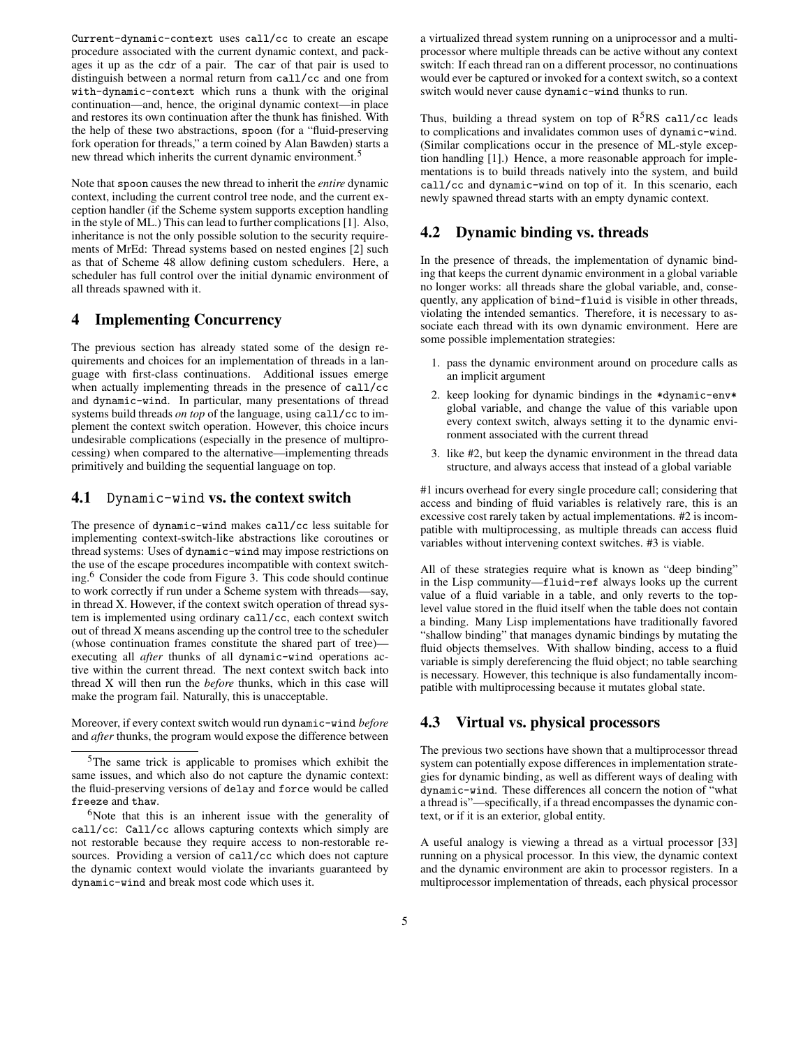Current-dynamic-context uses call/cc to create an escape procedure associated with the current dynamic context, and packages it up as the cdr of a pair. The car of that pair is used to distinguish between a normal return from call/cc and one from with-dynamic-context which runs a thunk with the original continuation—and, hence, the original dynamic context—in place and restores its own continuation after the thunk has finished. With the help of these two abstractions, spoon (for a "fluid-preserving fork operation for threads," a term coined by Alan Bawden) starts a new thread which inherits the current dynamic environment.[5]

Note that spoon causes the new thread to inherit the *entire* dynamic context, including the current control tree node, and the current exception handler (if the Scheme system supports exception handling in the style of ML.) This can lead to further complications [1]. Also, inheritance is not the only possible solution to the security requirements of MrEd: Thread systems based on nested engines [2] such as that of Scheme 48 allow defining custom schedulers. Here, a scheduler has full control over the initial dynamic environment of all threads spawned with it.

# 4 Implementing Concurrency

The previous section has already stated some of the design requirements and choices for an implementation of threads in a language with first-class continuations. Additional issues emerge when actually implementing threads in the presence of call/cc and dynamic-wind. In particular, many presentations of thread systems build threads *on top* of the language, using call/cc to implement the context switch operation. However, this choice incurs undesirable complications (especially in the presence of multiprocessing) when compared to the alternative—implementing threads primitively and building the sequential language on top.

## 4.1 Dynamic-wind vs. the context switch

The presence of dynamic-wind makes call/cc less suitable for implementing context-switch-like abstractions like coroutines or thread systems: Uses of dynamic-wind may impose restrictions on the use of the escape procedures incompatible with context switching.[6] Consider the code from Figure 3. This code should continue to work correctly if run under a Scheme system with threads—say, in thread X. However, if the context switch operation of thread system is implemented using ordinary call/cc, each context switch out of thread X means ascending up the control tree to the scheduler (whose continuation frames constitute the shared part of tree)—executing all *after* thunks of all dynamic-wind operations active within the current thread. The next context switch back into thread X will then run the *before* thunks, which in this case will make the program fail. Naturally, this is unacceptable.

Moreover, if every context switch would run dynamic-wind *before* and *after* thunks, the program would expose the difference between a virtualized thread system running on a uniprocessor and a multiprocessor where multiple threads can be active without any context switch: If each thread ran on a different processor, no continuations would ever be captured or invoked for a context switch, so a context switch would never cause dynamic-wind thunks to run.

Thus, building a thread system on top of R$^5$RS call/cc leads to complications and invalidates common uses of dynamic-wind. (Similar complications occur in the presence of ML-style exception handling [1].) Hence, a more reasonable approach for implementations is to build threads natively into the system, and build call/cc and dynamic-wind on top of it. In this scenario, each newly spawned thread starts with an empty dynamic context.

## 4.2 Dynamic binding vs. threads

In the presence of threads, the implementation of dynamic binding that keeps the current dynamic environment in a global variable no longer works: all threads share the global variable, and, consequently, any application of bind-fluid is visible in other threads, violating the intended semantics. Therefore, it is necessary to associate each thread with its own dynamic environment. Here are some possible implementation strategies:

1. pass the dynamic environment around on procedure calls as an implicit argument
2. keep looking for dynamic bindings in the *dynamic-env* global variable, and change the value of this variable upon every context switch, always setting it to the dynamic environment associated with the current thread
3. like #2, but keep the dynamic environment in the thread data structure, and always access that instead of a global variable

#1 incurs overhead for every single procedure call; considering that access and binding of fluid variables is relatively rare, this is an excessive cost rarely taken by actual implementations. #2 is incompatible with multiprocessing, as multiple threads can access fluid variables without intervening context switches. #3 is viable.

All of these strategies require what is known as "deep binding" in the Lisp community—fluid-ref always looks up the current value of a fluid variable in a table, and only reverts to the top-level value stored in the fluid itself when the table does not contain a binding. Many Lisp implementations have traditionally favored "shallow binding" that manages dynamic bindings by mutating the fluid objects themselves. With shallow binding, access to a fluid variable is simply dereferencing the fluid object; no table searching is necessary. However, this technique is also fundamentally incompatible with multiprocessing because it mutates global state.

## 4.3 Virtual vs. physical processors

The previous two sections have shown that a multiprocessor thread system can potentially expose differences in implementation strategies for dynamic binding, as well as different ways of dealing with dynamic-wind. These differences all concern the notion of "what a thread is"—specifically, if a thread encompasses the dynamic context, or if it is an exterior, global entity.

A useful analogy is viewing a thread as a virtual processor [33] running on a physical processor. In this view, the dynamic context and the dynamic environment are akin to processor registers. In a multiprocessor implementation of threads, each physical processor

---

[5] The same trick is applicable to promises which exhibit the same issues, and which also do not capture the dynamic context: the fluid-preserving versions of delay and force would be called freeze and thaw.

[6] Note that this is an inherent issue with the generality of call/cc: Call/cc allows capturing contexts which simply are not restorable because they require access to non-restorable resources. Providing a version of call/cc which does not capture the dynamic context would violate the invariants guaranteed by dynamic-wind and break most code which uses it.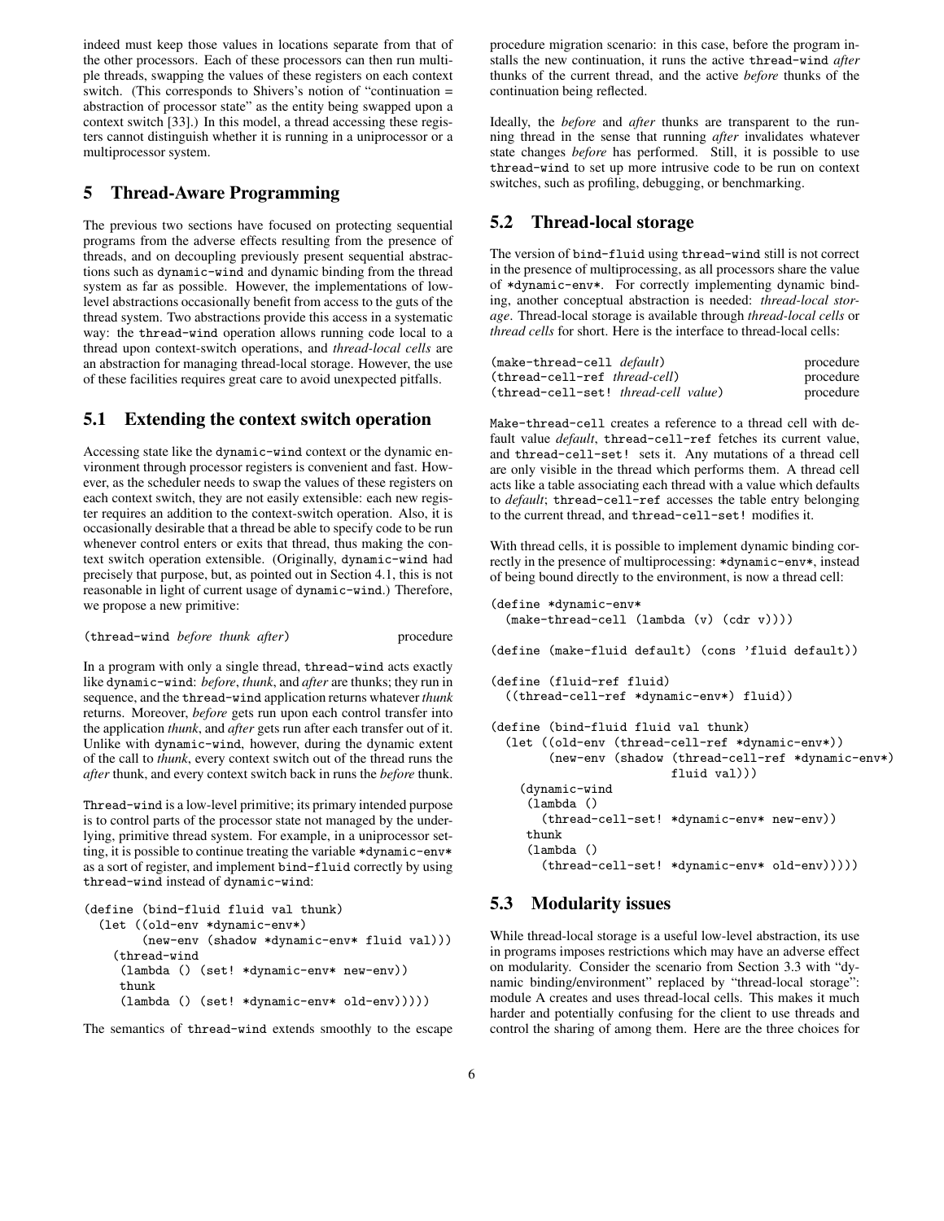indeed must keep those values in locations separate from that of the other processors. Each of these processors can then run multiple threads, swapping the values of these registers on each context switch. (This corresponds to Shivers's notion of "continuation = abstraction of processor state" as the entity being swapped upon a context switch [33].) In this model, a thread accessing these registers cannot distinguish whether it is running in a uniprocessor or a multiprocessor system.

## 5 Thread-Aware Programming

The previous two sections have focused on protecting sequential programs from the adverse effects resulting from the presence of threads, and on decoupling previously present sequential abstractions such as `dynamic-wind` and dynamic binding from the thread system as far as possible. However, the implementations of low-level abstractions occasionally benefit from access to the guts of the thread system. Two abstractions provide this access in a systematic way: the `thread-wind` operation allows running code local to a thread upon context-switch operations, and *thread-local cells* are an abstraction for managing thread-local storage. However, the use of these facilities requires great care to avoid unexpected pitfalls.

### 5.1 Extending the context switch operation

Accessing state like the `dynamic-wind` context or the dynamic environment through processor registers is convenient and fast. However, as the scheduler needs to swap the values of these registers on each context switch, they are not easily extensible: each new register requires an addition to the context-switch operation. Also, it is occasionally desirable that a thread be able to specify code to be run whenever control enters or exits that thread, thus making the context switch operation extensible. (Originally, `dynamic-wind` had precisely that purpose, but, as pointed out in Section 4.1, this is not reasonable in light of current usage of `dynamic-wind`.) Therefore, we propose a new primitive:

(`thread-wind` *before thunk after*) procedure

In a program with only a single thread, `thread-wind` acts exactly like `dynamic-wind`: *before*, *thunk*, and *after* are thunks; they run in sequence, and the `thread-wind` application returns whatever *thunk* returns. Moreover, *before* gets run upon each control transfer into the application *thunk*, and *after* gets run after each transfer out of it. Unlike with `dynamic-wind`, however, during the dynamic extent of the call to *thunk*, every context switch out of the thread runs the *after* thunk, and every context switch back in runs the *before* thunk.

`Thread-wind` is a low-level primitive; its primary intended purpose is to control parts of the processor state not managed by the underlying, primitive thread system. For example, in a uniprocessor setting, it is possible to continue treating the variable `*dynamic-env*` as a sort of register, and implement `bind-fluid` correctly by using `thread-wind` instead of `dynamic-wind`:

```
(define (bind-fluid fluid val thunk)
  (let ((old-env *dynamic-env*)
        (new-env (shadow *dynamic-env* fluid val)))
    (thread-wind
     (lambda () (set! *dynamic-env* new-env))
     thunk
     (lambda () (set! *dynamic-env* old-env)))))
```

The semantics of `thread-wind` extends smoothly to the escape procedure migration scenario: in this case, before the program installs the new continuation, it runs the active `thread-wind` *after* thunks of the current thread, and the active *before* thunks of the continuation being reflected.

Ideally, the *before* and *after* thunks are transparent to the running thread in the sense that running *after* invalidates whatever state changes *before* has performed. Still, it is possible to use `thread-wind` to set up more intrusive code to be run on context switches, such as profiling, debugging, or benchmarking.

### 5.2 Thread-local storage

The version of `bind-fluid` using `thread-wind` still is not correct in the presence of multiprocessing, as all processors share the value of `*dynamic-env*`. For correctly implementing dynamic binding, another conceptual abstraction is needed: *thread-local storage*. Thread-local storage is available through *thread-local cells* or *thread cells* for short. Here is the interface to thread-local cells:

| | |
|---|---|
| (`make-thread-cell` *default*) | procedure |
| (`thread-cell-ref` *thread-cell*) | procedure |
| (`thread-cell-set!` *thread-cell value*) | procedure |

`Make-thread-cell` creates a reference to a thread cell with default value *default*, `thread-cell-ref` fetches its current value, and `thread-cell-set!` sets it. Any mutations of a thread cell are only visible in the thread which performs them. A thread cell acts like a table associating each thread with a value which defaults to *default*; `thread-cell-ref` accesses the table entry belonging to the current thread, and `thread-cell-set!` modifies it.

With thread cells, it is possible to implement dynamic binding correctly in the presence of multiprocessing: `*dynamic-env*`, instead of being bound directly to the environment, is now a thread cell:

```
(define *dynamic-env*
  (make-thread-cell (lambda (v) (cdr v))))

(define (make-fluid default) (cons 'fluid default))

(define (fluid-ref fluid)
  ((thread-cell-ref *dynamic-env*) fluid))

(define (bind-fluid fluid val thunk)
  (let ((old-env (thread-cell-ref *dynamic-env*))
        (new-env (shadow (thread-cell-ref *dynamic-env*)
                         fluid val)))
    (dynamic-wind
     (lambda ()
       (thread-cell-set! *dynamic-env* new-env))
     thunk
     (lambda ()
       (thread-cell-set! *dynamic-env* old-env)))))
```

### 5.3 Modularity issues

While thread-local storage is a useful low-level abstraction, its use in programs imposes restrictions which may have an adverse effect on modularity. Consider the scenario from Section 3.3 with "dynamic binding/environment" replaced by "thread-local storage": module A creates and uses thread-local cells. This makes it much harder and potentially confusing for the client to use threads and control the sharing of among them. Here are the three choices for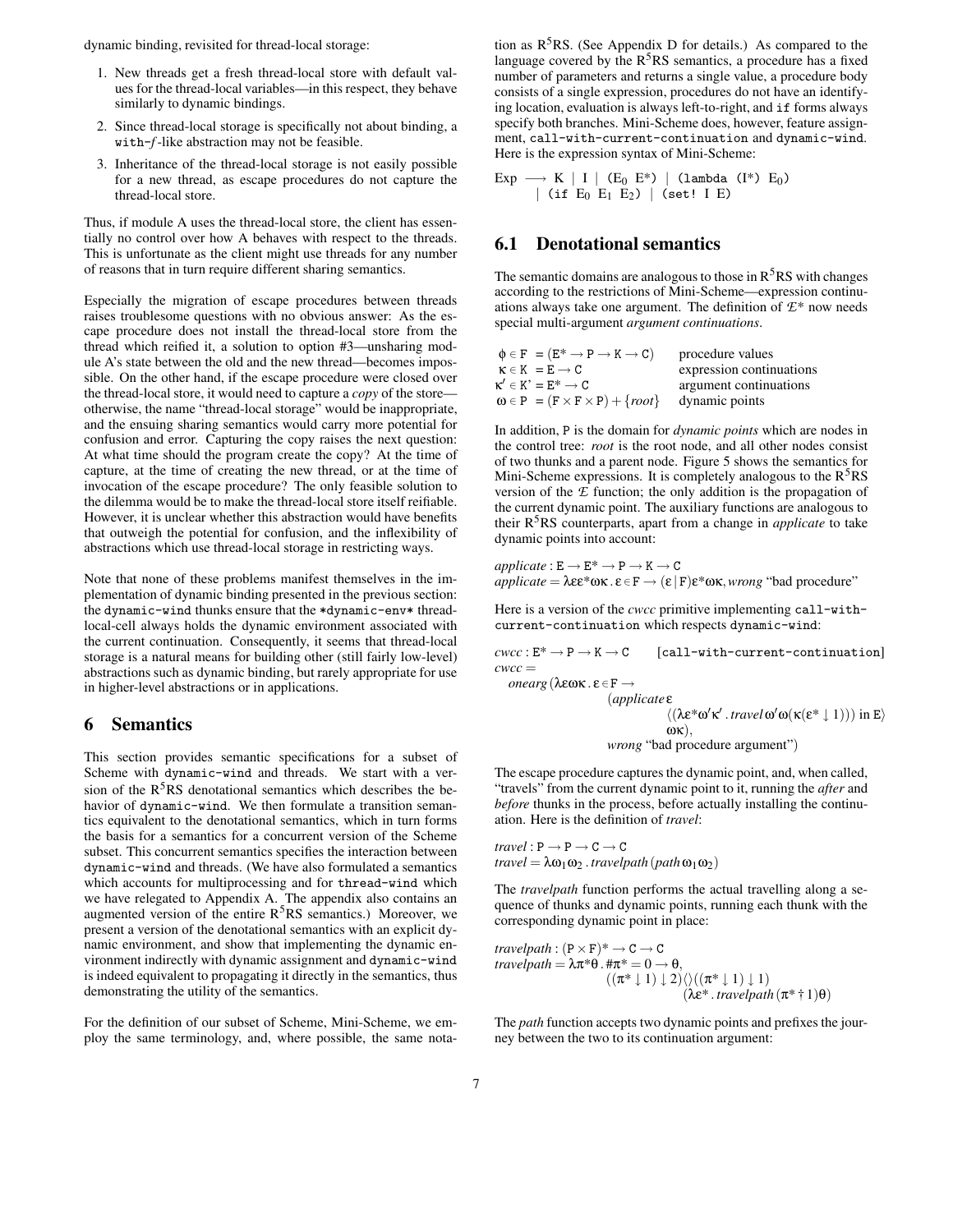dynamic binding, revisited for thread-local storage:

1. New threads get a fresh thread-local store with default values for the thread-local variables—in this respect, they behave similarly to dynamic bindings.
2. Since thread-local storage is specifically not about binding, a with-$f$-like abstraction may not be feasible.
3. Inheritance of the thread-local storage is not easily possible for a new thread, as escape procedures do not capture the thread-local store.

Thus, if module A uses the thread-local store, the client has essentially no control over how A behaves with respect to the threads. This is unfortunate as the client might use threads for any number of reasons that in turn require different sharing semantics.

Especially the migration of escape procedures between threads raises troublesome questions with no obvious answer: As the escape procedure does not install the thread-local store from the thread which reified it, a solution to option #3—unsharing module A's state between the old and the new thread—becomes impossible. On the other hand, if the escape procedure were closed over the thread-local store, it would need to capture a *copy* of the store—otherwise, the name "thread-local storage" would be inappropriate, and the ensuing sharing semantics would carry more potential for confusion and error. Capturing the copy raises the next question: At what time should the program create the copy? At the time of capture, at the time of creating the new thread, or at the time of invocation of the escape procedure? The only feasible solution to the dilemma would be to make the thread-local store itself reifiable. However, it is unclear whether this abstraction would have benefits that outweigh the potential for confusion, and the inflexibility of abstractions which use thread-local storage in restricting ways.

Note that none of these problems manifest themselves in the implementation of dynamic binding presented in the previous section: the `dynamic-wind` thunks ensure that the `*dynamic-env*` thread-local-cell always holds the dynamic environment associated with the current continuation. Consequently, it seems that thread-local storage is a natural means for building other (still fairly low-level) abstractions such as dynamic binding, but rarely appropriate for use in higher-level abstractions or in applications.

# 6 Semantics

This section provides semantic specifications for a subset of Scheme with `dynamic-wind` and threads. We start with a version of the R$^5$RS denotational semantics which describes the behavior of `dynamic-wind`. We then formulate a transition semantics equivalent to the denotational semantics, which in turn forms the basis for a semantics for a concurrent version of the Scheme subset. This concurrent semantics specifies the interaction between `dynamic-wind` and threads. (We have also formulated a semantics which accounts for multiprocessing and for `thread-wind` which we have relegated to Appendix A. The appendix also contains an augmented version of the entire R$^5$RS semantics.) Moreover, we present a version of the denotational semantics with an explicit dynamic environment, and show that implementing the dynamic environment indirectly with dynamic assignment and `dynamic-wind` is indeed equivalent to propagating it directly in the semantics, thus demonstrating the utility of the semantics.

For the definition of our subset of Scheme, Mini-Scheme, we employ the same terminology, and, where possible, the same notation as R$^5$RS. (See Appendix D for details.) As compared to the language covered by the R$^5$RS semantics, a procedure has a fixed number of parameters and returns a single value, a procedure body consists of a single expression, procedures do not have an identifying location, evaluation is always left-to-right, and `if` forms always specify both branches. Mini-Scheme does, however, feature assignment, `call-with-current-continuation` and `dynamic-wind`. Here is the expression syntax of Mini-Scheme:

$$\begin{aligned}\text{Exp} \longrightarrow\ & \text{K} \mid \text{I} \mid \texttt{(}\text{E}_0\ \text{E*}\texttt{)} \mid \texttt{(lambda (}\text{I*}\texttt{)}\ \text{E}_0\texttt{)} \\ & \mid \texttt{(if}\ \text{E}_0\ \text{E}_1\ \text{E}_2\texttt{)} \mid \texttt{(set!}\ \text{I}\ \text{E}\texttt{)}\end{aligned}$$

## 6.1 Denotational semantics

The semantic domains are analogous to those in R$^5$RS with changes according to the restrictions of Mini-Scheme—expression continuations always take one argument. The definition of $\mathcal{E}^*$ now needs special multi-argument *argument continuations*.

| | |
|---|---|
| $\phi \in \texttt{F} = (\texttt{E}^* \to \texttt{P} \to \texttt{K} \to \texttt{C})$ | procedure values |
| $\kappa \in \texttt{K} = \texttt{E} \to \texttt{C}$ | expression continuations |
| $\kappa' \in \texttt{K'} = \texttt{E}^* \to \texttt{C}$ | argument continuations |
| $\omega \in \texttt{P} = (\texttt{F} \times \texttt{F} \times \texttt{P}) + \{root\}$ | dynamic points |

In addition, P is the domain for *dynamic points* which are nodes in the control tree: *root* is the root node, and all other nodes consist of two thunks and a parent node. Figure 5 shows the semantics for Mini-Scheme expressions. It is completely analogous to the R$^5$RS version of the $\mathcal{E}$ function; the only addition is the propagation of the current dynamic point. The auxiliary functions are analogous to their R$^5$RS counterparts, apart from a change in *applicate* to take dynamic points into account:

$$\begin{aligned}&applicate : \texttt{E} \to \texttt{E}^* \to \texttt{P} \to \texttt{K} \to \texttt{C}\\ &applicate = \lambda\varepsilon\varepsilon^*\omega\kappa\,.\,\varepsilon \in \texttt{F} \to (\varepsilon\,|\,\texttt{F})\varepsilon^*\omega\kappa, wrong \text{ “bad procedure”}\end{aligned}$$

Here is a version of the *cwcc* primitive implementing `call-with-current-continuation` which respects `dynamic-wind`:

$$\begin{aligned}&cwcc : \texttt{E}^* \to \texttt{P} \to \texttt{K} \to \texttt{C} \qquad \texttt{[call-with-current-continuation]}\\ &cwcc =\\ &\quad onearg\,(\lambda\varepsilon\omega\kappa\,.\,\varepsilon \in \texttt{F} \to\\ &\qquad\qquad (applicate\,\varepsilon\\ &\qquad\qquad\qquad \langle(\lambda\varepsilon^*\omega'\kappa'\,.\,travel\,\omega'\omega(\kappa(\varepsilon^* \downarrow 1)))\text{ in }\texttt{E}\rangle\\ &\qquad\qquad\qquad \omega\kappa),\\ &\qquad\qquad wrong \text{ “bad procedure argument”})\end{aligned}$$

The escape procedure captures the dynamic point, and, when called, "travels" from the current dynamic point to it, running the *after* and *before* thunks in the process, before actually installing the continuation. Here is the definition of *travel*:

$$\begin{aligned}&travel : \texttt{P} \to \texttt{P} \to \texttt{C} \to \texttt{C}\\ &travel = \lambda\omega_1\omega_2\,.\,travelpath\,(path\,\omega_1\omega_2)\end{aligned}$$

The *travelpath* function performs the actual travelling along a sequence of thunks and dynamic points, running each thunk with the corresponding dynamic point in place:

$$\begin{aligned}&travelpath : (\texttt{P} \times \texttt{F})^* \to \texttt{C} \to \texttt{C}\\ &travelpath = \lambda\pi^*\theta\,.\,\#\pi^* = 0 \to \theta,\\ &\qquad\qquad ((\pi^* \downarrow 1) \downarrow 2)\langle\rangle((\pi^* \downarrow 1) \downarrow 1)\\ &\qquad\qquad\qquad (\lambda\varepsilon^*\,.\,travelpath\,(\pi^* \dagger 1)\theta)\end{aligned}$$

The *path* function accepts two dynamic points and prefixes the journey between the two to its continuation argument: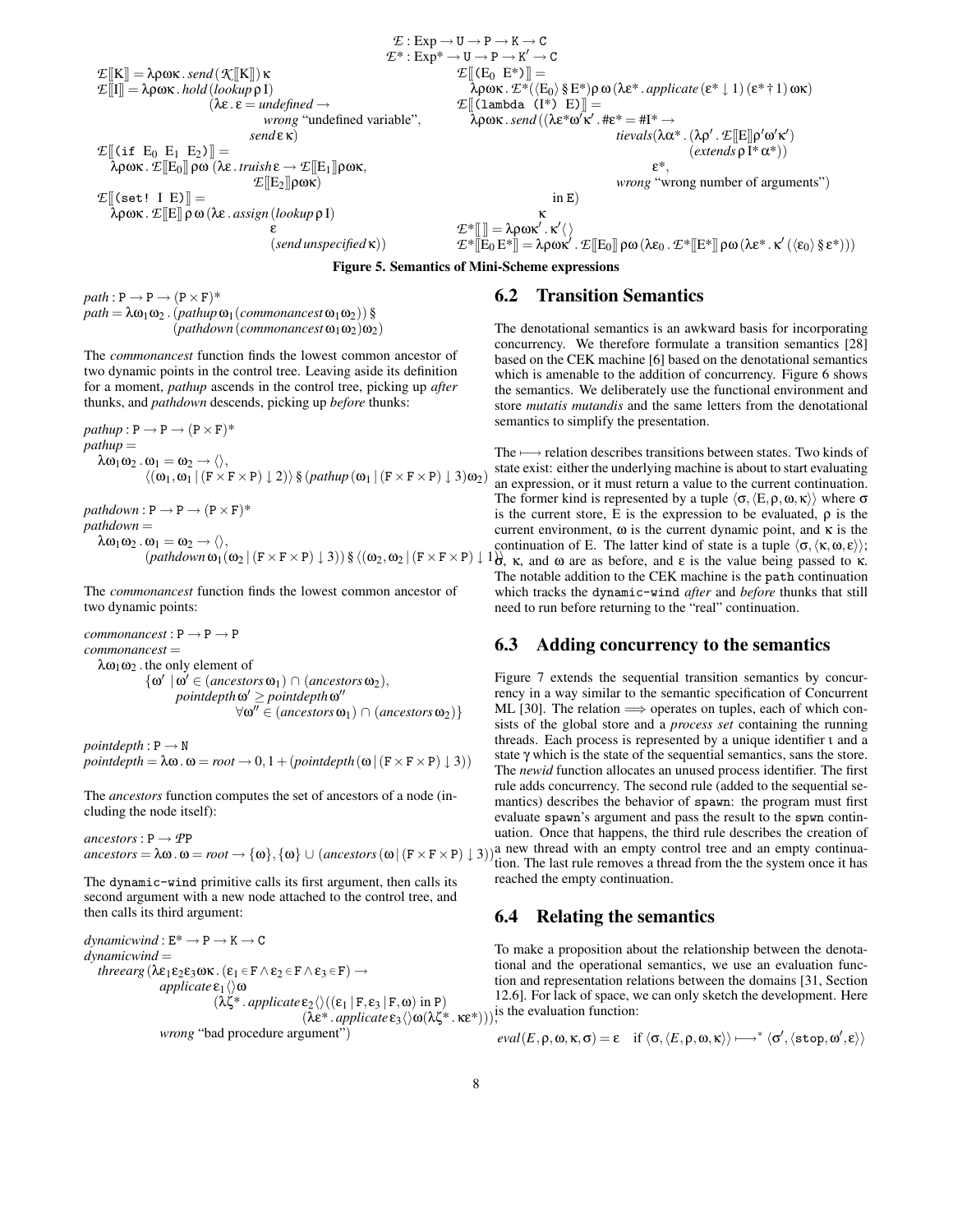$$\mathcal{E} : \text{Exp} \to \text{U} \to \text{P} \to \text{K} \to \text{C}$$
$$\mathcal{E}^* : \text{Exp}^* \to \text{U} \to \text{P} \to \text{K}' \to \text{C}$$

$$\mathcal{E}[\![\text{K}]\!] = \lambda\rho\omega\kappa \,.\, send\,(\mathcal{K}[\![\text{K}]\!])\,\kappa$$

$$\mathcal{E}[\![\text{I}]\!] = \lambda\rho\omega\kappa \,.\, hold\,(lookup\,\rho\,\text{I})\,(\lambda\varepsilon\,.\,\varepsilon = undefined \to wrong\text{ "undefined variable"}, send\,\varepsilon\,\kappa)$$

$$\mathcal{E}[\![(\texttt{if}\ \text{E}_0\ \text{E}_1\ \text{E}_2)]\!] = \lambda\rho\omega\kappa \,.\, \mathcal{E}[\![\text{E}_0]\!]\,\rho\omega\,(\lambda\varepsilon\,.\,truish\,\varepsilon \to \mathcal{E}[\![\text{E}_1]\!]\rho\omega\kappa, \mathcal{E}[\![\text{E}_2]\!]\rho\omega\kappa)$$

$$\mathcal{E}[\![(\texttt{set!}\ \text{I}\ \text{E})]\!] = \lambda\rho\omega\kappa \,.\, \mathcal{E}[\![\text{E}]\!]\,\rho\,\omega\,(\lambda\varepsilon\,.\,assign\,(lookup\,\rho\,\text{I})\ \varepsilon\ (send\,unspecified\,\kappa))$$

$$\mathcal{E}[\![(\text{E}_0\ \text{E}^*)]\!] = \lambda\rho\omega\kappa \,.\, \mathcal{E}^*(\langle\text{E}_0\rangle\,\S\,\text{E}^*)\rho\,\omega\,(\lambda\varepsilon^*\,.\,applicate\,(\varepsilon^* \downarrow 1)\,(\varepsilon^* \dagger 1)\,\omega\kappa)$$

$$\mathcal{E}[\![(\texttt{lambda}\ (\text{I}^*)\ \text{E})]\!] = \lambda\rho\omega\kappa \,.\, send\,((\lambda\varepsilon^*\omega'\kappa'\,.\,\#\varepsilon^* = \#\text{I}^* \to tievals(\lambda\alpha^*\,.\,(\lambda\rho'\,.\,\mathcal{E}[\![\text{E}]\!]\rho'\omega'\kappa')(extends\,\rho\,\text{I}^*\,\alpha^*))\ \varepsilon^*, wrong\text{ "wrong number of arguments"})\ \text{in E})\ \kappa$$

$$\mathcal{E}^*[\![\,]\!] = \lambda\rho\omega\kappa'\,.\,\kappa'\langle\,\rangle$$

$$\mathcal{E}^*[\![\text{E}_0\,\text{E}^*]\!] = \lambda\rho\omega\kappa'\,.\,\mathcal{E}[\![\text{E}_0]\!]\,\rho\omega\,(\lambda\varepsilon_0\,.\,\mathcal{E}^*[\![\text{E}^*]\!]\,\rho\omega\,(\lambda\varepsilon^*\,.\,\kappa'\,(\langle\varepsilon_0\rangle\,\S\,\varepsilon^*)))$$

**Figure 5. Semantics of Mini-Scheme expressions**

$$path : \text{P} \to \text{P} \to (\text{P} \times \text{F})^*$$
$$path = \lambda\omega_1\omega_2\,.\,(pathup\,\omega_1(commonancest\,\omega_1\omega_2))\,\S\,(pathdown\,(commonancest\,\omega_1\omega_2)\omega_2)$$

The *commonancest* function finds the lowest common ancestor of two dynamic points in the control tree. Leaving aside its definition for a moment, *pathup* ascends in the control tree, picking up *after* thunks, and *pathdown* descends, picking up *before* thunks:

$$pathup : \text{P} \to \text{P} \to (\text{P} \times \text{F})^*$$
$$pathup = \lambda\omega_1\omega_2\,.\,\omega_1 = \omega_2 \to \langle\rangle, \langle(\omega_1, \omega_1 \,|\, (\text{F}\times\text{F}\times\text{P}) \downarrow 2)\rangle\,\S\,(pathup\,(\omega_1 \,|\, (\text{F}\times\text{F}\times\text{P}) \downarrow 3)\omega_2)$$

$$pathdown : \text{P} \to \text{P} \to (\text{P} \times \text{F})^*$$
$$pathdown = \lambda\omega_1\omega_2\,.\,\omega_1 = \omega_2 \to \langle\rangle, (pathdown\,\omega_1(\omega_2 \,|\, (\text{F}\times\text{F}\times\text{P}) \downarrow 3))\,\S\,\langle(\omega_2, \omega_2 \,|\, (\text{F}\times\text{F}\times\text{P}) \downarrow 1)\rangle$$

The *commonancest* function finds the lowest common ancestor of two dynamic points:

$$commonancest : \text{P} \to \text{P} \to \text{P}$$
$$commonancest = \lambda\omega_1\omega_2\,.\,\text{the only element of } \{\omega' \mid \omega' \in (ancestors\,\omega_1) \cap (ancestors\,\omega_2), pointdepth\,\omega' \geq pointdepth\,\omega''\ \ \forall\omega'' \in (ancestors\,\omega_1) \cap (ancestors\,\omega_2)\}$$

$$pointdepth : \text{P} \to \text{N}$$
$$pointdepth = \lambda\omega\,.\,\omega = root \to 0, 1 + (pointdepth\,(\omega \,|\, (\text{F}\times\text{F}\times\text{P}) \downarrow 3))$$

The *ancestors* function computes the set of ancestors of a node (including the node itself):

$$ancestors : \text{P} \to \mathcal{P}\text{P}$$
$$ancestors = \lambda\omega\,.\,\omega = root \to \{\omega\}, \{\omega\} \cup (ancestors\,(\omega \,|\, (\text{F}\times\text{F}\times\text{P}) \downarrow 3))$$

The `dynamic-wind` primitive calls its first argument, then calls its second argument with a new node attached to the control tree, and then calls its third argument:

$$dynamicwind : \text{E}^* \to \text{P} \to \text{K} \to \text{C}$$
$$dynamicwind = threearg\,(\lambda\varepsilon_1\varepsilon_2\varepsilon_3\omega\kappa\,.\,(\varepsilon_1 \in \text{F} \wedge \varepsilon_2 \in \text{F} \wedge \varepsilon_3 \in \text{F}) \to applicate\,\varepsilon_1\langle\rangle\omega\,(\lambda\zeta^*\,.\,applicate\,\varepsilon_2\langle\rangle((\varepsilon_1 \,|\, \text{F}, \varepsilon_3 \,|\, \text{F}, \omega)\text{ in P})\,(\lambda\varepsilon^*\,.\,applicate\,\varepsilon_3\langle\rangle\omega(\lambda\zeta^*\,.\,\kappa\varepsilon^*))), wrong\text{ "bad procedure argument"})$$

## 6.2 Transition Semantics

The denotational semantics is an awkward basis for incorporating concurrency. We therefore formulate a transition semantics [28] based on the CEK machine [6] based on the denotational semantics which is amenable to the addition of concurrency. Figure 6 shows the semantics. We deliberately use the functional environment and store *mutatis mutandis* and the same letters from the denotational semantics to simplify the presentation.

The $\longmapsto$ relation describes transitions between states. Two kinds of state exist: either the underlying machine is about to start evaluating an expression, or it must return a value to the current continuation. The former kind is represented by a tuple $\langle\sigma, \langle\text{E}, \rho, \omega, \kappa\rangle\rangle$ where $\sigma$ is the current store, E is the expression to be evaluated, $\rho$ is the current environment, $\omega$ is the current dynamic point, and $\kappa$ is the continuation of E. The latter kind of state is a tuple $\langle\sigma, \langle\kappa, \omega, \varepsilon\rangle\rangle$; $\sigma$, $\kappa$, and $\omega$ are as before, and $\varepsilon$ is the value being passed to $\kappa$. The notable addition to the CEK machine is the `path` continuation which tracks the `dynamic-wind` *after* and *before* thunks that still need to run before returning to the "real" continuation.

## 6.3 Adding concurrency to the semantics

Figure 7 extends the sequential transition semantics by concurrency in a way similar to the semantic specification of Concurrent ML [30]. The relation $\Longrightarrow$ operates on tuples, each of which consists of the global store and a *process set* containing the running threads. Each process is represented by a unique identifier $\iota$ and a state $\gamma$ which is the state of the sequential semantics, sans the store. The *newid* function allocates an unused process identifier. The first rule adds concurrency. The second rule (added to the sequential semantics) describes the behavior of `spawn`: the program must first evaluate `spawn`'s argument and pass the result to the `spwn` continuation. Once that happens, the third rule describes the creation of a new thread with an empty control tree and an empty continuation. The last rule removes a thread from the the system once it has reached the empty continuation.

## 6.4 Relating the semantics

To make a proposition about the relationship between the denotational and the operational semantics, we use an evaluation function and representation relations between the domains [31, Section 12.6]. For lack of space, we can only sketch the development. Here is the evaluation function:

$$eval(E, \rho, \omega, \kappa, \sigma) = \varepsilon \quad \text{if } \langle\sigma, \langle E, \rho, \omega, \kappa\rangle\rangle \longmapsto^* \langle\sigma', \langle\texttt{stop}, \omega', \varepsilon\rangle\rangle$$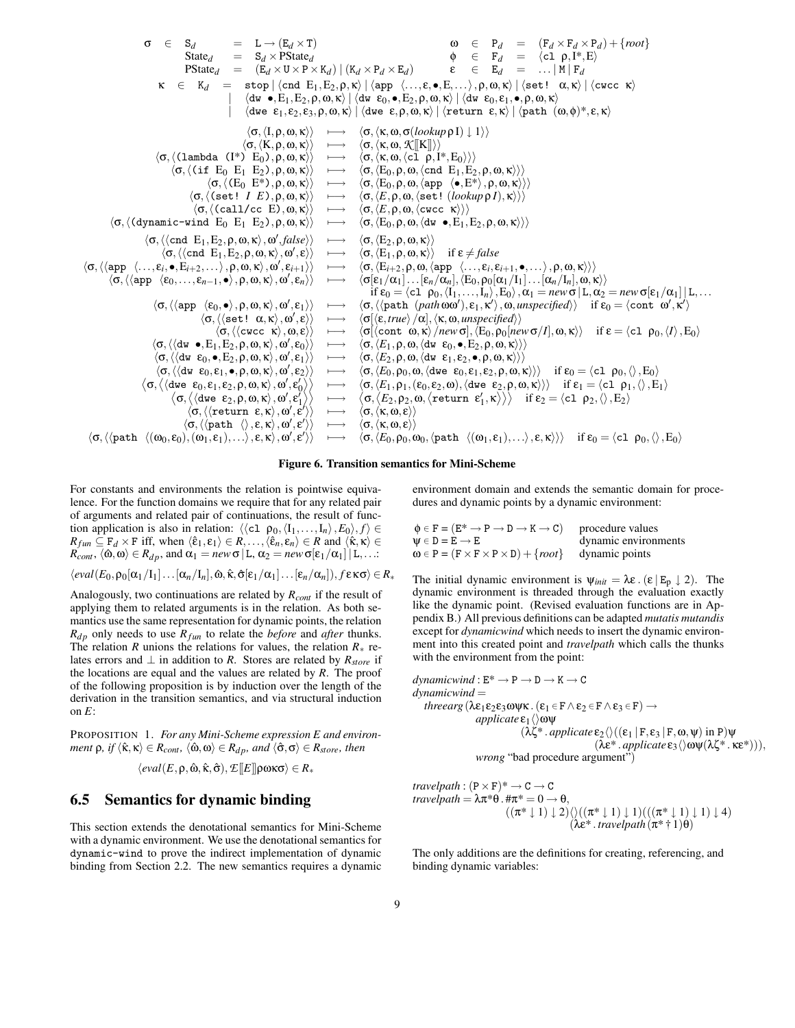$$
\begin{array}{lcll}
\sigma \in \mathtt{S}_d & = & \mathtt{L} \to (\mathtt{E}_d \times \mathtt{T}) & \omega \in \mathtt{P}_d = (\mathtt{F}_d \times \mathtt{F}_d \times \mathtt{P}_d) + \{root\} \\
\text{State}_d & = & \mathtt{S}_d \times \text{PState}_d & \phi \in \mathtt{F}_d = \langle \mathtt{cl}\ \rho, \mathtt{I}^*, \mathtt{E} \rangle \\
\text{PState}_d & = & (\mathtt{E}_d \times \mathtt{U} \times \mathtt{P} \times \mathtt{K}_d) \mid (\mathtt{K}_d \times \mathtt{P}_d \times \mathtt{E}_d) & \varepsilon \in \mathtt{E}_d = \ldots \mid \mathtt{M} \mid \mathtt{F}_d
\end{array}
$$

$$
\begin{array}{lcl}
\kappa \in \mathtt{K}_d & = & \mathtt{stop} \mid \langle \mathtt{cnd}\ \mathtt{E}_1, \mathtt{E}_2, \rho, \kappa \rangle \mid \langle \mathtt{app}\ \langle \ldots, \varepsilon, \bullet, \mathtt{E}, \ldots \rangle, \rho, \omega, \kappa \rangle \mid \langle \mathtt{set!}\ \alpha, \kappa \rangle \mid \langle \mathtt{cwcc}\ \kappa \rangle \\
& \mid & \langle \mathtt{dw}\ \bullet, \mathtt{E}_1, \mathtt{E}_2, \rho, \omega, \kappa \rangle \mid \langle \mathtt{dw}\ \varepsilon_0, \bullet, \mathtt{E}_2, \rho, \omega, \kappa \rangle \mid \langle \mathtt{dw}\ \varepsilon_0, \varepsilon_1, \bullet, \rho, \omega, \kappa \rangle \\
& \mid & \langle \mathtt{dwe}\ \varepsilon_1, \varepsilon_2, \varepsilon_3, \rho, \omega, \kappa \rangle \mid \langle \mathtt{dwe}\ \varepsilon, \rho, \omega, \kappa \rangle \mid \langle \mathtt{return}\ \varepsilon, \kappa \rangle \mid \langle \mathtt{path}\ (\omega, \phi)^*, \varepsilon, \kappa \rangle
\end{array}
$$

$$
\begin{array}{rcl}
\langle \sigma, \langle \mathtt{I}, \rho, \omega, \kappa \rangle \rangle & \longmapsto & \langle \sigma, \langle \kappa, \omega, \sigma(lookup\,\rho\,\mathtt{I}) \downarrow 1 \rangle \rangle \\
\langle \sigma, \langle \mathtt{K}, \rho, \omega, \kappa \rangle \rangle & \longmapsto & \langle \sigma, \langle \kappa, \omega, \mathcal{K}[\![\mathtt{K}]\!] \rangle \rangle \\
\langle \sigma, \langle (\mathtt{lambda}\ (\mathtt{I}^*)\ \mathtt{E}_0), \rho, \omega, \kappa \rangle \rangle & \longmapsto & \langle \sigma, \langle \kappa, \omega, \langle \mathtt{cl}\ \rho, \mathtt{I}^*, \mathtt{E}_0 \rangle \rangle \rangle \\
\langle \sigma, \langle (\mathtt{if}\ \mathtt{E}_0\ \mathtt{E}_1\ \mathtt{E}_2), \rho, \omega, \kappa \rangle \rangle & \longmapsto & \langle \sigma, \langle \mathtt{E}_0, \rho, \omega, \langle \mathtt{cnd}\ \mathtt{E}_1, \mathtt{E}_2, \rho, \omega, \kappa \rangle \rangle \rangle \\
\langle \sigma, \langle (\mathtt{E}_0\ \mathtt{E}^*), \rho, \omega, \kappa \rangle \rangle & \longmapsto & \langle \sigma, \langle \mathtt{E}_0, \rho, \omega, \langle \mathtt{app}\ \langle \bullet, \mathtt{E}^* \rangle, \rho, \omega, \kappa \rangle \rangle \rangle \\
\langle \sigma, \langle (\mathtt{set!}\ I\ E), \rho, \omega, \kappa \rangle \rangle & \longmapsto & \langle \sigma, \langle E, \rho, \omega, \langle \mathtt{set!}\ (lookup\,\rho\,I), \kappa \rangle \rangle \rangle \\
\langle \sigma, \langle (\mathtt{call/cc}\ \mathtt{E}), \omega, \kappa \rangle \rangle & \longmapsto & \langle \sigma, \langle E, \rho, \omega, \langle \mathtt{cwcc}\ \kappa \rangle \rangle \rangle \\
\langle \sigma, \langle (\mathtt{dynamic\text{-}wind}\ \mathtt{E}_0\ \mathtt{E}_1\ \mathtt{E}_2), \rho, \omega, \kappa \rangle \rangle & \longmapsto & \langle \sigma, \langle \mathtt{E}_0, \rho, \omega, \langle \mathtt{dw}\ \bullet, \mathtt{E}_1, \mathtt{E}_2, \rho, \omega, \kappa \rangle \rangle \rangle \\[6pt]
\langle \sigma, \langle \langle \mathtt{cnd}\ \mathtt{E}_1, \mathtt{E}_2, \rho, \omega, \kappa \rangle, \omega', false \rangle \rangle & \longmapsto & \langle \sigma, \langle \mathtt{E}_2, \rho, \omega, \kappa \rangle \rangle \\
\langle \sigma, \langle \langle \mathtt{cnd}\ \mathtt{E}_1, \mathtt{E}_2, \rho, \omega, \kappa \rangle, \omega', \varepsilon \rangle \rangle & \longmapsto & \langle \sigma, \langle \mathtt{E}_1, \rho, \omega, \kappa \rangle \rangle \quad \text{if } \varepsilon \neq false \\
\langle \sigma, \langle \langle \mathtt{app}\ \langle \ldots, \varepsilon_i, \bullet, \mathtt{E}_{i+2}, \ldots \rangle, \rho, \omega, \kappa \rangle, \omega', \varepsilon_{i+1} \rangle \rangle & \longmapsto & \langle \sigma, \langle \mathtt{E}_{i+2}, \rho, \omega, \langle \mathtt{app}\ \langle \ldots, \varepsilon_i, \varepsilon_{i+1}, \bullet, \ldots \rangle, \rho, \omega, \kappa \rangle \rangle \rangle \\
\langle \sigma, \langle \langle \mathtt{app}\ \langle \varepsilon_0, \ldots, \varepsilon_{n-1}, \bullet \rangle, \rho, \omega, \kappa \rangle, \omega', \varepsilon_n \rangle \rangle & \longmapsto & \langle \sigma[\varepsilon_1/\alpha_1] \ldots [\varepsilon_n/\alpha_n], \langle \mathtt{E}_0, \rho_0[\alpha_1/\mathtt{I}_1] \ldots [\alpha_n/\mathtt{I}_n], \omega, \kappa \rangle \rangle \\
& & \quad \text{if } \varepsilon_0 = \langle \mathtt{cl}\ \rho_0, \langle \mathtt{I}_1, \ldots, \mathtt{I}_n \rangle, \mathtt{E}_0 \rangle, \alpha_1 = new\,\sigma \mid \mathtt{L}, \alpha_2 = new\,\sigma[\varepsilon_1/\alpha_1] \mid \mathtt{L}, \ldots \\
\langle \sigma, \langle \langle \mathtt{app}\ \langle \varepsilon_0, \bullet \rangle, \rho, \omega, \kappa \rangle, \omega', \varepsilon_1 \rangle \rangle & \longmapsto & \langle \sigma, \langle \langle \mathtt{path}\ (path\,\omega\omega'), \varepsilon_1, \kappa' \rangle, \omega, unspecified \rangle \rangle \quad \text{if } \varepsilon_0 = \langle \mathtt{cont}\ \omega', \kappa' \rangle \\
\langle \sigma, \langle \langle \mathtt{set!}\ \alpha, \kappa \rangle, \omega', \varepsilon \rangle \rangle & \longmapsto & \langle \sigma[\langle \varepsilon, true \rangle / \alpha], \langle \kappa, \omega, unspecified \rangle \rangle \\
\langle \sigma, \langle \langle \mathtt{cwcc}\ \kappa \rangle, \omega, \varepsilon \rangle \rangle & \longmapsto & \langle \sigma[\langle \mathtt{cont}\ \omega, \kappa \rangle / new\,\sigma], \langle \mathtt{E}_0, \rho_0[new\,\sigma/I], \omega, \kappa \rangle \rangle \quad \text{if } \varepsilon = \langle \mathtt{cl}\ \rho_0, \langle I \rangle, \mathtt{E}_0 \rangle \\
\langle \sigma, \langle \langle \mathtt{dw}\ \bullet, \mathtt{E}_1, \mathtt{E}_2, \rho, \omega, \kappa \rangle, \omega', \varepsilon_0 \rangle \rangle & \longmapsto & \langle \sigma, \langle E_1, \rho, \omega, \langle \mathtt{dw}\ \varepsilon_0, \bullet, \mathtt{E}_2, \rho, \omega, \kappa \rangle \rangle \rangle \\
\langle \sigma, \langle \langle \mathtt{dw}\ \varepsilon_0, \bullet, \mathtt{E}_2, \rho, \omega, \kappa \rangle, \omega', \varepsilon_1 \rangle \rangle & \longmapsto & \langle \sigma, \langle E_2, \rho, \omega, \langle \mathtt{dw}\ \varepsilon_1, \varepsilon_2, \bullet, \rho, \omega, \kappa \rangle \rangle \rangle \\
\langle \sigma, \langle \langle \mathtt{dw}\ \varepsilon_0, \varepsilon_1, \bullet, \rho, \omega, \kappa \rangle, \omega', \varepsilon_2 \rangle \rangle & \longmapsto & \langle \sigma, \langle E_0, \rho_0, \omega, \langle \mathtt{dwe}\ \varepsilon_0, \varepsilon_1, \varepsilon_2, \rho, \omega, \kappa \rangle \rangle \rangle \quad \text{if } \varepsilon_0 = \langle \mathtt{cl}\ \rho_0, \langle \rangle, \mathtt{E}_0 \rangle \\
\left\langle \sigma, \left\langle \langle \mathtt{dwe}\ \varepsilon_0, \varepsilon_1, \varepsilon_2, \rho, \omega, \kappa \rangle, \omega', \varepsilon'_0 \right\rangle \right\rangle & \longmapsto & \langle \sigma, \langle E_1, \rho_1, (\varepsilon_0, \varepsilon_2, \omega), \langle \mathtt{dwe}\ \varepsilon_2, \rho, \omega, \kappa \rangle \rangle \rangle \quad \text{if } \varepsilon_1 = \langle \mathtt{cl}\ \rho_1, \langle \rangle, \mathtt{E}_1 \rangle \\
\left\langle \sigma, \left\langle \langle \mathtt{dwe}\ \varepsilon_2, \rho, \omega, \kappa \rangle, \omega', \varepsilon'_1 \right\rangle \right\rangle & \longmapsto & \left\langle \sigma, \left\langle E_2, \rho_2, \omega, \left\langle \mathtt{return}\ \varepsilon'_1, \kappa \right\rangle \right\rangle \right\rangle \quad \text{if } \varepsilon_2 = \langle \mathtt{cl}\ \rho_2, \langle \rangle, \mathtt{E}_2 \rangle \\
\langle \sigma, \langle \langle \mathtt{return}\ \varepsilon, \kappa \rangle, \omega', \varepsilon' \rangle \rangle & \longmapsto & \langle \sigma, \langle \kappa, \omega, \varepsilon \rangle \rangle \\
\langle \sigma, \langle \langle \mathtt{path}\ \langle \rangle, \varepsilon, \kappa \rangle, \omega', \varepsilon' \rangle \rangle & \longmapsto & \langle \sigma, \langle \kappa, \omega, \varepsilon \rangle \rangle \\
\langle \sigma, \langle \langle \mathtt{path}\ \langle (\omega_0, \varepsilon_0), (\omega_1, \varepsilon_1), \ldots \rangle, \varepsilon, \kappa \rangle, \omega', \varepsilon' \rangle \rangle & \longmapsto & \langle \sigma, \langle E_0, \rho_0, \omega_0, \langle \mathtt{path}\ \langle (\omega_1, \varepsilon_1), \ldots \rangle, \varepsilon, \kappa \rangle \rangle \rangle \quad \text{if } \varepsilon_0 = \langle \mathtt{cl}\ \rho_0, \langle \rangle, \mathtt{E}_0 \rangle
\end{array}
$$

**Figure 6. Transition semantics for Mini-Scheme**

For constants and environments the relation is pointwise equivalence. For the function domains we require that for any related pair of arguments and related pair of continuations, the result of function application is also in relation: $\langle \langle \mathtt{cl}\ \rho_0, \langle \mathtt{I}_1, \ldots, \mathtt{I}_n \rangle, E_0 \rangle, f \rangle \in R_{fun} \subseteq \mathtt{F}_d \times \mathtt{F}$ iff, when $\langle \hat{\varepsilon}_1, \varepsilon_1 \rangle \in R, \ldots, \langle \hat{\varepsilon}_n, \varepsilon_n \rangle \in R$ and $\langle \hat{\kappa}, \kappa \rangle \in R_{cont}$, $\langle \hat{\omega}, \omega \rangle \in R_{dp}$, and $\alpha_1 = new\,\sigma \mid \mathtt{L}$, $\alpha_2 = new\,\sigma[\varepsilon_1/\alpha_1] \mid \mathtt{L}, \ldots$:

$\langle eval(E_0, \rho_0[\alpha_1/\mathtt{I}_1] \ldots [\alpha_n/\mathtt{I}_n], \hat{\omega}, \hat{\kappa}, \hat{\sigma}[\varepsilon_1/\alpha_1] \ldots [\varepsilon_n/\alpha_n]), f\,\varepsilon\,\kappa\,\sigma \rangle \in R_*$

Analogously, two continuations are related by $R_{cont}$ if the result of applying them to related arguments is in the relation. As both semantics use the same representation for dynamic points, the relation $R_{dp}$ only needs to use $R_{fun}$ to relate the *before* and *after* thunks. The relation $R$ unions the relations for values, the relation $R_*$ relates errors and $\perp$ in addition to $R$. Stores are related by $R_{store}$ if the locations are equal and the values are related by $R$. The proof of the following proposition is by induction over the length of the derivation in the transition semantics, and via structural induction on $E$:

PROPOSITION 1. *For any Mini-Scheme expression $E$ and environment $\rho$, if $\langle \hat{\kappa}, \kappa \rangle \in R_{cont}$, $\langle \hat{\omega}, \omega \rangle \in R_{dp}$, and $\langle \hat{\sigma}, \sigma \rangle \in R_{store}$, then*

$$\langle eval(E, \rho, \hat{\omega}, \hat{\kappa}, \hat{\sigma}), \mathcal{E}[\![E]\!]\rho\omega\kappa\sigma \rangle \in R_*$$

## 6.5 Semantics for dynamic binding

This section extends the denotational semantics for Mini-Scheme with a dynamic environment. We use the denotational semantics for `dynamic-wind` to prove the indirect implementation of dynamic binding from Section 2.2. The new semantics requires a dynamic environment domain and extends the semantic domain for procedures and dynamic points by a dynamic environment:

| | |
|---|---|
| $\phi \in \mathtt{F} = (\mathtt{E}^* \to \mathtt{P} \to \mathtt{D} \to \mathtt{K} \to \mathtt{C})$ | procedure values |
| $\psi \in \mathtt{D} = \mathtt{E} \to \mathtt{E}$ | dynamic environments |
| $\omega \in \mathtt{P} = (\mathtt{F} \times \mathtt{F} \times \mathtt{P} \times \mathtt{D}) + \{root\}$ | dynamic points |

The initial dynamic environment is $\psi_{init} = \lambda\varepsilon\,.\,(\varepsilon \mid \mathtt{E}_\mathtt{p} \downarrow 2)$. The dynamic environment is threaded through the evaluation exactly like the dynamic point. (Revised evaluation functions are in Appendix B.) All previous definitions can be adapted *mutatis mutandis* except for *dynamicwind* which needs to insert the dynamic environment into this created point and *travelpath* which calls the thunks with the environment from the point:

$$
\begin{array}{l}
dynamicwind : \mathtt{E}^* \to \mathtt{P} \to \mathtt{D} \to \mathtt{K} \to \mathtt{C} \\
dynamicwind = \\
\quad threearg\,(\lambda\varepsilon_1\varepsilon_2\varepsilon_3\omega\psi\kappa\,.\,(\varepsilon_1 \in \mathtt{F} \wedge \varepsilon_2 \in \mathtt{F} \wedge \varepsilon_3 \in \mathtt{F}) \to \\
\qquad\qquad applicate\,\varepsilon_1 \langle\rangle \omega\psi \\
\qquad\qquad\quad (\lambda\zeta^*\,.\,applicate\,\varepsilon_2 \langle\rangle ((\varepsilon_1 \mid \mathtt{F}, \varepsilon_3 \mid \mathtt{F}, \omega, \psi) \text{ in } \mathtt{P})\psi \\
\qquad\qquad\qquad (\lambda\varepsilon^*\,.\,applicate\,\varepsilon_3 \langle\rangle \omega\psi(\lambda\zeta^*\,.\,\kappa\varepsilon^*))), \\
\qquad\qquad wrong \text{ ``bad procedure argument''})
\end{array}
$$

$$
\begin{array}{l}
travelpath : (\mathtt{P} \times \mathtt{F})^* \to \mathtt{C} \to \mathtt{C} \\
travelpath = \lambda\pi^*\theta\,.\,\#\pi^* = 0 \to \theta, \\
\qquad ((\pi^* \downarrow 1) \downarrow 2) \langle\rangle ((\pi^* \downarrow 1) \downarrow 1)(((\pi^* \downarrow 1) \downarrow 1) \downarrow 4) \\
\qquad\qquad (\lambda\varepsilon^*\,.\,travelpath\,(\pi^* \dagger 1)\theta)
\end{array}
$$

The only additions are the definitions for creating, referencing, and binding dynamic variables: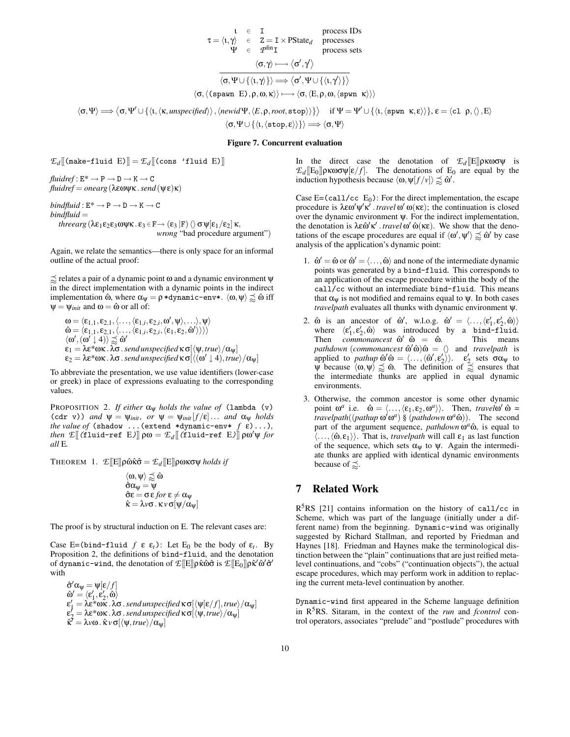$$
\begin{array}{rcll}
\iota & \in & \mathtt{I} & \text{process IDs} \\
\tau = \langle \iota, \gamma \rangle & \in & \mathtt{Z} = \mathtt{I} \times \text{PState}_d & \text{processes} \\
\Psi & \in & \mathcal{P}^{\text{fin}}\mathtt{I} & \text{process sets}
\end{array}
$$

$$
\frac{\langle \sigma, \gamma \rangle \longmapsto \langle \sigma', \gamma' \rangle}{\langle \sigma, \Psi \cup \{\langle \iota, \gamma \rangle\} \rangle \Longrightarrow \langle \sigma', \Psi \cup \{\langle \iota, \gamma' \rangle\} \rangle}
$$

$$
\langle \sigma, \langle \texttt{(spawn E)}, \rho, \omega, \kappa \rangle \rangle \longmapsto \langle \sigma, \langle \mathtt{E}, \rho, \omega, \langle \texttt{spwn}\ \kappa \rangle \rangle \rangle
$$

$$
\langle \sigma, \Psi \rangle \Longrightarrow \langle \sigma, \Psi' \cup \{\langle \iota, \langle \kappa, \textit{unspecified} \rangle \rangle, \langle \textit{newid}\, \Psi, \langle E, \rho, \textit{root}, \texttt{stop} \rangle \rangle \} \rangle \quad \text{if } \Psi = \Psi' \cup \{\langle \iota, \langle \texttt{spwn}\ \kappa, \varepsilon \rangle \rangle\}, \varepsilon = \langle \texttt{cl}\ \rho, \langle\rangle, \mathtt{E} \rangle
$$

$$
\langle \sigma, \Psi \cup \{\langle \iota, \langle \texttt{stop}, \varepsilon \rangle \rangle \} \rangle \Longrightarrow \langle \sigma, \Psi \rangle
$$

**Figure 7. Concurrent evaluation**

$\mathcal{E}_d[\![\texttt{(make-fluid E)}]\!] = \mathcal{E}_d[\![\texttt{(cons 'fluid E)}]\!]$

$\textit{fluidref} : \mathtt{E}^* \to \mathtt{P} \to \mathtt{D} \to \mathtt{K} \to \mathtt{C}$
$\textit{fluidref} = \textit{onearg}\,(\lambda\varepsilon\omega\psi\kappa\,.\,\textit{send}\,(\psi\,\varepsilon)\kappa)$

$\textit{bindfluid} : \mathtt{E}^* \to \mathtt{P} \to \mathtt{D} \to \mathtt{K} \to \mathtt{C}$
$\textit{bindfluid} =$
$\quad \textit{threearg}\,(\lambda\varepsilon_1\varepsilon_2\varepsilon_3\omega\psi\kappa\,.\,\varepsilon_3 \in \mathtt{F} \to (\varepsilon_3 \mid \mathtt{F})\,\langle\rangle\,\sigma\,\psi[\varepsilon_1/\varepsilon_2]\,\kappa,$
$\qquad\qquad\qquad \textit{wrong}$ "bad procedure argument")

Again, we relate the semantics—there is only space for an informal outline of the actual proof:

$\precsim$ relates a pair of a dynamic point $\omega$ and a dynamic environment $\psi$ in the direct implementation with a dynamic points in the indirect implementation $\hat{\omega}$, where $\alpha_\psi = \rho$ `*dynamic-env*`. $\langle \omega, \psi \rangle \precsim \hat{\omega}$ iff $\psi = \psi_{init}$ and $\omega = \hat{\omega}$ or all of:

$$
\begin{aligned}
&\omega = \langle \varepsilon_{1,1}, \varepsilon_{2,1}, \langle \ldots, \langle \varepsilon_{1,i}, \varepsilon_{2,i}, \omega', \psi \rangle, \ldots \rangle, \psi \rangle \\
&\hat{\omega} = \langle \varepsilon_{1,1}, \varepsilon_{2,1}, \langle \ldots, \langle \varepsilon_{1,i}, \varepsilon_{2,i}, \langle \varepsilon_1, \varepsilon_2, \hat{\omega}' \rangle \rangle \rangle \rangle \\
&\langle \omega', (\omega' \downarrow 4) \rangle \precsim \hat{\omega}' \\
&\varepsilon_1 = \lambda\varepsilon^*\omega\kappa\,.\,\lambda\sigma\,.\,\textit{send}\,\textit{unspecified}\,\kappa\,\sigma[\langle \psi, \textit{true} \rangle / \alpha_\psi] \\
&\varepsilon_2 = \lambda\varepsilon^*\omega\kappa\,.\,\lambda\sigma\,.\,\textit{send}\,\textit{unspecified}\,\kappa\,\sigma[\langle (\omega' \downarrow 4), \textit{true} \rangle / \alpha_\psi]
\end{aligned}
$$

To abbreviate the presentation, we use value identifiers (lower-case or greek) in place of expressions evaluating to the corresponding values.

PROPOSITION 2. *If either $\alpha_\psi$ holds the value of* `(lambda (v) (cdr v))` *and $\psi = \psi_{init}$, or $\psi = \psi_{init}[f/\varepsilon] \ldots$ and $\alpha_\psi$ holds the value of* `(shadow ...(extend *dynamic-env* f ε)...)`*, then $\mathcal{E}[\![\texttt{(fluid-ref E)}]\!]\,\rho\omega = \mathcal{E}_d[\![\texttt{(fluid-ref E)}]\!]\,\rho\omega'\psi$ for all* E*.*

THEOREM 1. *$\mathcal{E}[\![\mathrm{E}]\!]\rho\hat{\omega}\hat{\kappa}\hat{\sigma} = \mathcal{E}_d[\![\mathrm{E}]\!]\rho\omega\kappa\sigma\psi$ holds if*

$$
\begin{aligned}
&\langle \omega, \psi \rangle \precsim \hat{\omega} \\
&\hat{\sigma}\alpha_\psi = \psi \\
&\hat{\sigma}\varepsilon = \sigma\,\varepsilon \text{ for } \varepsilon \neq \alpha_\psi \\
&\hat{\kappa} = \lambda v\sigma\,.\,\kappa\,v\,\sigma[\psi/\alpha_\psi]
\end{aligned}
$$

The proof is by structural induction on E. The relevant cases are:

Case E=`(bind-fluid` $f$ $\varepsilon$ $\varepsilon_t$`)`: Let $\mathrm{E}_0$ be the body of $\varepsilon_t$. By Proposition 2, the definitions of `bind-fluid`, and the denotation of `dynamic-wind`, the denotation of $\mathcal{E}[\![\mathrm{E}]\!]\rho\hat{\kappa}\hat{\omega}\hat{\sigma}$ is $\mathcal{E}[\![\mathrm{E}_0]\!]\rho\hat{\kappa}'\hat{\omega}'\hat{\sigma}'$ with

$$
\begin{aligned}
&\hat{\sigma}'\alpha_\psi = \psi[\varepsilon/f] \\
&\hat{\omega}' = \langle \varepsilon_1', \varepsilon_2', \hat{\omega} \rangle \\
&\varepsilon_1' = \lambda\varepsilon^*\omega\kappa\,.\,\lambda\sigma\,.\,\textit{send}\,\textit{unspecified}\,\kappa\,\sigma[\langle \psi[\varepsilon/f], \textit{true} \rangle / \alpha_\psi] \\
&\varepsilon_2' = \lambda\varepsilon^*\omega\kappa\,.\,\lambda\sigma\,.\,\textit{send}\,\textit{unspecified}\,\kappa\,\sigma[\langle \psi, \textit{true} \rangle / \alpha_\psi] \\
&\hat{\kappa}' = \lambda v\omega\,.\,\hat{\kappa}\,v\,\sigma[\langle \psi, \textit{true} \rangle / \alpha_\psi]
\end{aligned}
$$

In the direct case the denotation of $\mathcal{E}_d[\![\mathrm{E}]\!]\rho\kappa\omega\sigma\psi$ is $\mathcal{E}_d[\![\mathrm{E}_0]\!]\rho\kappa\omega\sigma\psi[\varepsilon/f]$. The denotations of $\mathrm{E}_0$ are equal by the induction hypothesis because $\langle \omega, \psi[f/v] \rangle \precsim \hat{\omega}'$.

Case E=`(call/cc` $\mathrm{E}_0$`)`: For the direct implementation, the escape procedure is $\lambda\varepsilon\omega'\psi'\kappa'\,.\,\textit{travel}\,\omega'\,\omega(\kappa\varepsilon)$; the continuation is closed over the dynamic environment $\psi$. For the indirect implementation, the denotation is $\lambda\varepsilon\hat{\omega}'\kappa'\,.\,\textit{travel}\,\omega'\,\hat{\omega}(\kappa\varepsilon)$. We show that the denotations of the escape procedures are equal if $\langle \omega', \psi' \rangle \precsim \hat{\omega}'$ by case analysis of the application's dynamic point:

1. $\hat{\omega}' = \hat{\omega}$ or $\hat{\omega}' = \langle \ldots, \hat{\omega} \rangle$ and none of the intermediate dynamic points was generated by a `bind-fluid`. This corresponds to an application of the escape procedure within the body of the `call/cc` without an intermediate `bind-fluid`. This means that $\alpha_\psi$ is not modified and remains equal to $\psi$. In both cases *travelpath* evaluates all thunks with dynamic environment $\psi$.

2. $\hat{\omega}$ is an ancestor of $\hat{\omega}'$, w.l.o.g. $\hat{\omega}' = \langle \ldots, \langle \varepsilon_1', \varepsilon_2', \hat{\omega} \rangle \rangle$ where $\langle \varepsilon_1', \varepsilon_2', \hat{\omega} \rangle$ was introduced by a `bind-fluid`. Then *commonancest* $\hat{\omega}'\ \hat{\omega} = \hat{\omega}$. This means *pathdown* (*commonancest* $\hat{\omega}'\hat{\omega})\hat{\omega} = \langle\rangle$ and *travelpath* is applied to *pathup* $\hat{\omega}'\hat{\omega} = \langle \ldots, \langle \hat{\omega}', \varepsilon_2' \rangle \rangle$. $\varepsilon_2'$ sets $\sigma\alpha_\psi$ to $\psi$ because $\langle \omega, \psi \rangle \precsim \hat{\omega}$. The definition of $\precsim$ ensures that the intermediate thunks are applied in equal dynamic environments.

3. Otherwise, the common ancestor is some other dynamic point $\omega^a$ i.e. $\hat{\omega} = \langle \ldots, \langle \varepsilon_1, \varepsilon_2, \omega^a \rangle \rangle$. Then, *travel*$\omega'\ \hat{\omega}$ = *travelpath*((*pathup* $\omega'\omega^a$) § (*pathdown* $\omega^a\hat{\omega}$)). The second part of the argument sequence, *pathdown* $\omega^a\hat{\omega}$, is equal to $\langle \ldots, \langle \hat{\omega}, \varepsilon_1 \rangle \rangle$. That is, *travelpath* will call $\varepsilon_1$ as last function of the sequence, which sets $\alpha_\psi$ to $\psi$. Again the intermediate thunks are applied with identical dynamic environments because of $\precsim$.

## 7 Related Work

R[5]RS [21] contains information on the history of `call/cc` in Scheme, which was part of the language (initially under a different name) from the beginning. `Dynamic-wind` was originally suggested by Richard Stallman, and reported by Friedman and Haynes [18]. Friedman and Haynes make the terminological distinction between the "plain" continuations that are just reified meta-level continuations, and "cobs" ("continuation objects"), the actual escape procedures, which may perform work in addition to replacing the current meta-level continuation by another.

`Dynamic-wind` first appeared in the Scheme language definition in R[5]RS. Sitaram, in the context of the *run* and *fcontrol* control operators, associates "prelude" and "postlude" procedures with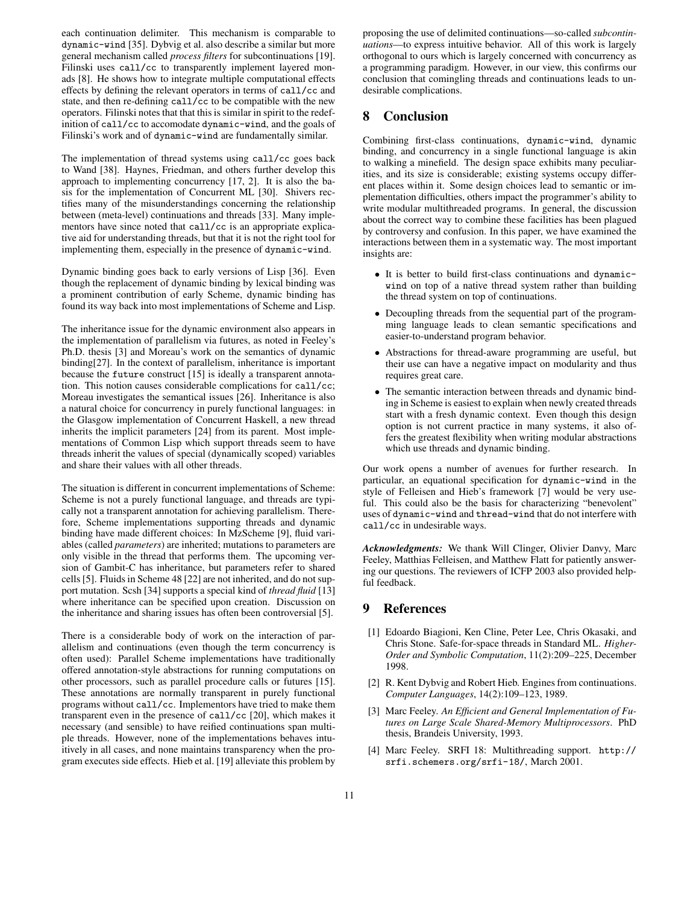each continuation delimiter. This mechanism is comparable to `dynamic-wind` [35]. Dybvig et al. also describe a similar but more general mechanism called *process filters* for subcontinuations [19]. Filinski uses `call/cc` to transparently implement layered monads [8]. He shows how to integrate multiple computational effects effects by defining the relevant operators in terms of `call/cc` and state, and then re-defining `call/cc` to be compatible with the new operators. Filinski notes that that this is similar in spirit to the redefinition of `call/cc` to accomodate `dynamic-wind`, and the goals of Filinski's work and of `dynamic-wind` are fundamentally similar.

The implementation of thread systems using `call/cc` goes back to Wand [38]. Haynes, Friedman, and others further develop this approach to implementing concurrency [17, 2]. It is also the basis for the implementation of Concurrent ML [30]. Shivers rectifies many of the misunderstandings concerning the relationship between (meta-level) continuations and threads [33]. Many implementors have since noted that `call/cc` is an appropriate explicative aid for understanding threads, but that it is not the right tool for implementing them, especially in the presence of `dynamic-wind`.

Dynamic binding goes back to early versions of Lisp [36]. Even though the replacement of dynamic binding by lexical binding was a prominent contribution of early Scheme, dynamic binding has found its way back into most implementations of Scheme and Lisp.

The inheritance issue for the dynamic environment also appears in the implementation of parallelism via futures, as noted in Feeley's Ph.D. thesis [3] and Moreau's work on the semantics of dynamic binding[27]. In the context of parallelism, inheritance is important because the `future` construct [15] is ideally a transparent annotation. This notion causes considerable complications for `call/cc`; Moreau investigates the semantical issues [26]. Inheritance is also a natural choice for concurrency in purely functional languages: in the Glasgow implementation of Concurrent Haskell, a new thread inherits the implicit parameters [24] from its parent. Most implementations of Common Lisp which support threads seem to have threads inherit the values of special (dynamically scoped) variables and share their values with all other threads.

The situation is different in concurrent implementations of Scheme: Scheme is not a purely functional language, and threads are typically not a transparent annotation for achieving parallelism. Therefore, Scheme implementations supporting threads and dynamic binding have made different choices: In MzScheme [9], fluid variables (called *parameters*) are inherited; mutations to parameters are only visible in the thread that performs them. The upcoming version of Gambit-C has inheritance, but parameters refer to shared cells [5]. Fluids in Scheme 48 [22] are not inherited, and do not support mutation. Scsh [34] supports a special kind of *thread fluid* [13] where inheritance can be specified upon creation. Discussion on the inheritance and sharing issues has often been controversial [5].

There is a considerable body of work on the interaction of parallelism and continuations (even though the term concurrency is often used): Parallel Scheme implementations have traditionally offered annotation-style abstractions for running computations on other processors, such as parallel procedure calls or futures [15]. These annotations are normally transparent in purely functional programs without `call/cc`. Implementors have tried to make them transparent even in the presence of `call/cc` [20], which makes it necessary (and sensible) to have reified continuations span multiple threads. However, none of the implementations behaves intuitively in all cases, and none maintains transparency when the program executes side effects. Hieb et al. [19] alleviate this problem by proposing the use of delimited continuations—so-called *subcontinuations*—to express intuitive behavior. All of this work is largely orthogonal to ours which is largely concerned with concurrency as a programming paradigm. However, in our view, this confirms our conclusion that comingling threads and continuations leads to undesirable complications.

# 8 Conclusion

Combining first-class continuations, `dynamic-wind`, dynamic binding, and concurrency in a single functional language is akin to walking a minefield. The design space exhibits many peculiarities, and its size is considerable; existing systems occupy different places within it. Some design choices lead to semantic or implementation difficulties, others impact the programmer's ability to write modular multithreaded programs. In general, the discussion about the correct way to combine these facilities has been plagued by controversy and confusion. In this paper, we have examined the interactions between them in a systematic way. The most important insights are:

- It is better to build first-class continuations and `dynamic-wind` on top of a native thread system rather than building the thread system on top of continuations.
- Decoupling threads from the sequential part of the programming language leads to clean semantic specifications and easier-to-understand program behavior.
- Abstractions for thread-aware programming are useful, but their use can have a negative impact on modularity and thus requires great care.
- The semantic interaction between threads and dynamic binding in Scheme is easiest to explain when newly created threads start with a fresh dynamic context. Even though this design option is not current practice in many systems, it also offers the greatest flexibility when writing modular abstractions which use threads and dynamic binding.

Our work opens a number of avenues for further research. In particular, an equational specification for `dynamic-wind` in the style of Felleisen and Hieb's framework [7] would be very useful. This could also be the basis for characterizing "benevolent" uses of `dynamic-wind` and `thread-wind` that do not interfere with `call/cc` in undesirable ways.

***Acknowledgments:*** We thank Will Clinger, Olivier Danvy, Marc Feeley, Matthias Felleisen, and Matthew Flatt for patiently answering our questions. The reviewers of ICFP 2003 also provided helpful feedback.

# 9 References

[1] Edoardo Biagioni, Ken Cline, Peter Lee, Chris Okasaki, and Chris Stone. Safe-for-space threads in Standard ML. *Higher-Order and Symbolic Computation*, 11(2):209–225, December 1998.

[2] R. Kent Dybvig and Robert Hieb. Engines from continuations. *Computer Languages*, 14(2):109–123, 1989.

[3] Marc Feeley. *An Efficient and General Implementation of Futures on Large Scale Shared-Memory Multiprocessors*. PhD thesis, Brandeis University, 1993.

[4] Marc Feeley. SRFI 18: Multithreading support. http://srfi.schemers.org/srfi-18/, March 2001.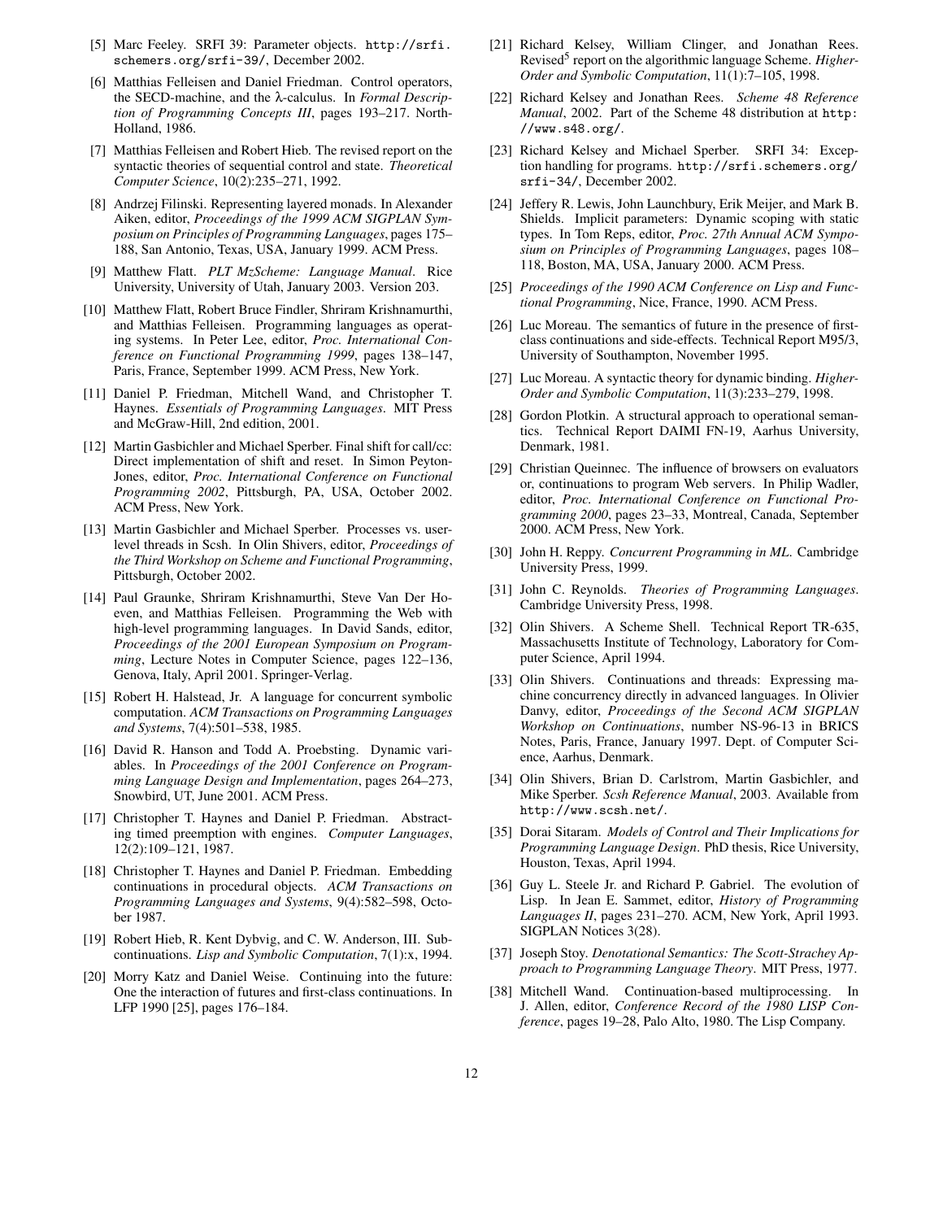[5] Marc Feeley. SRFI 39: Parameter objects. http://srfi.schemers.org/srfi-39/, December 2002.

[6] Matthias Felleisen and Daniel Friedman. Control operators, the SECD-machine, and the λ-calculus. In *Formal Description of Programming Concepts III*, pages 193–217. North-Holland, 1986.

[7] Matthias Felleisen and Robert Hieb. The revised report on the syntactic theories of sequential control and state. *Theoretical Computer Science*, 10(2):235–271, 1992.

[8] Andrzej Filinski. Representing layered monads. In Alexander Aiken, editor, *Proceedings of the 1999 ACM SIGPLAN Symposium on Principles of Programming Languages*, pages 175–188, San Antonio, Texas, USA, January 1999. ACM Press.

[9] Matthew Flatt. *PLT MzScheme: Language Manual*. Rice University, University of Utah, January 2003. Version 203.

[10] Matthew Flatt, Robert Bruce Findler, Shriram Krishnamurthi, and Matthias Felleisen. Programming languages as operating systems. In Peter Lee, editor, *Proc. International Conference on Functional Programming 1999*, pages 138–147, Paris, France, September 1999. ACM Press, New York.

[11] Daniel P. Friedman, Mitchell Wand, and Christopher T. Haynes. *Essentials of Programming Languages*. MIT Press and McGraw-Hill, 2nd edition, 2001.

[12] Martin Gasbichler and Michael Sperber. Final shift for call/cc: Direct implementation of shift and reset. In Simon Peyton-Jones, editor, *Proc. International Conference on Functional Programming 2002*, Pittsburgh, PA, USA, October 2002. ACM Press, New York.

[13] Martin Gasbichler and Michael Sperber. Processes vs. user-level threads in Scsh. In Olin Shivers, editor, *Proceedings of the Third Workshop on Scheme and Functional Programming*, Pittsburgh, October 2002.

[14] Paul Graunke, Shriram Krishnamurthi, Steve Van Der Hoeven, and Matthias Felleisen. Programming the Web with high-level programming languages. In David Sands, editor, *Proceedings of the 2001 European Symposium on Programming*, Lecture Notes in Computer Science, pages 122–136, Genova, Italy, April 2001. Springer-Verlag.

[15] Robert H. Halstead, Jr. A language for concurrent symbolic computation. *ACM Transactions on Programming Languages and Systems*, 7(4):501–538, 1985.

[16] David R. Hanson and Todd A. Proebsting. Dynamic variables. In *Proceedings of the 2001 Conference on Programming Language Design and Implementation*, pages 264–273, Snowbird, UT, June 2001. ACM Press.

[17] Christopher T. Haynes and Daniel P. Friedman. Abstracting timed preemption with engines. *Computer Languages*, 12(2):109–121, 1987.

[18] Christopher T. Haynes and Daniel P. Friedman. Embedding continuations in procedural objects. *ACM Transactions on Programming Languages and Systems*, 9(4):582–598, October 1987.

[19] Robert Hieb, R. Kent Dybvig, and C. W. Anderson, III. Subcontinuations. *Lisp and Symbolic Computation*, 7(1):x, 1994.

[20] Morry Katz and Daniel Weise. Continuing into the future: One the interaction of futures and first-class continuations. In LFP 1990 [25], pages 176–184.

[21] Richard Kelsey, William Clinger, and Jonathan Rees. Revised[5] report on the algorithmic language Scheme. *Higher-Order and Symbolic Computation*, 11(1):7–105, 1998.

[22] Richard Kelsey and Jonathan Rees. *Scheme 48 Reference Manual*, 2002. Part of the Scheme 48 distribution at http://www.s48.org/.

[23] Richard Kelsey and Michael Sperber. SRFI 34: Exception handling for programs. http://srfi.schemers.org/srfi-34/, December 2002.

[24] Jeffery R. Lewis, John Launchbury, Erik Meijer, and Mark B. Shields. Implicit parameters: Dynamic scoping with static types. In Tom Reps, editor, *Proc. 27th Annual ACM Symposium on Principles of Programming Languages*, pages 108–118, Boston, MA, USA, January 2000. ACM Press.

[25] *Proceedings of the 1990 ACM Conference on Lisp and Functional Programming*, Nice, France, 1990. ACM Press.

[26] Luc Moreau. The semantics of future in the presence of first-class continuations and side-effects. Technical Report M95/3, University of Southampton, November 1995.

[27] Luc Moreau. A syntactic theory for dynamic binding. *Higher-Order and Symbolic Computation*, 11(3):233–279, 1998.

[28] Gordon Plotkin. A structural approach to operational semantics. Technical Report DAIMI FN-19, Aarhus University, Denmark, 1981.

[29] Christian Queinnec. The influence of browsers on evaluators or, continuations to program Web servers. In Philip Wadler, editor, *Proc. International Conference on Functional Programming 2000*, pages 23–33, Montreal, Canada, September 2000. ACM Press, New York.

[30] John H. Reppy. *Concurrent Programming in ML*. Cambridge University Press, 1999.

[31] John C. Reynolds. *Theories of Programming Languages*. Cambridge University Press, 1998.

[32] Olin Shivers. A Scheme Shell. Technical Report TR-635, Massachusetts Institute of Technology, Laboratory for Computer Science, April 1994.

[33] Olin Shivers. Continuations and threads: Expressing machine concurrency directly in advanced languages. In Olivier Danvy, editor, *Proceedings of the Second ACM SIGPLAN Workshop on Continuations*, number NS-96-13 in BRICS Notes, Paris, France, January 1997. Dept. of Computer Science, Aarhus, Denmark.

[34] Olin Shivers, Brian D. Carlstrom, Martin Gasbichler, and Mike Sperber. *Scsh Reference Manual*, 2003. Available from http://www.scsh.net/.

[35] Dorai Sitaram. *Models of Control and Their Implications for Programming Language Design*. PhD thesis, Rice University, Houston, Texas, April 1994.

[36] Guy L. Steele Jr. and Richard P. Gabriel. The evolution of Lisp. In Jean E. Sammet, editor, *History of Programming Languages II*, pages 231–270. ACM, New York, April 1993. SIGPLAN Notices 3(28).

[37] Joseph Stoy. *Denotational Semantics: The Scott-Strachey Approach to Programming Language Theory*. MIT Press, 1977.

[38] Mitchell Wand. Continuation-based multiprocessing. In J. Allen, editor, *Conference Record of the 1980 LISP Conference*, pages 19–28, Palo Alto, 1980. The Lisp Company.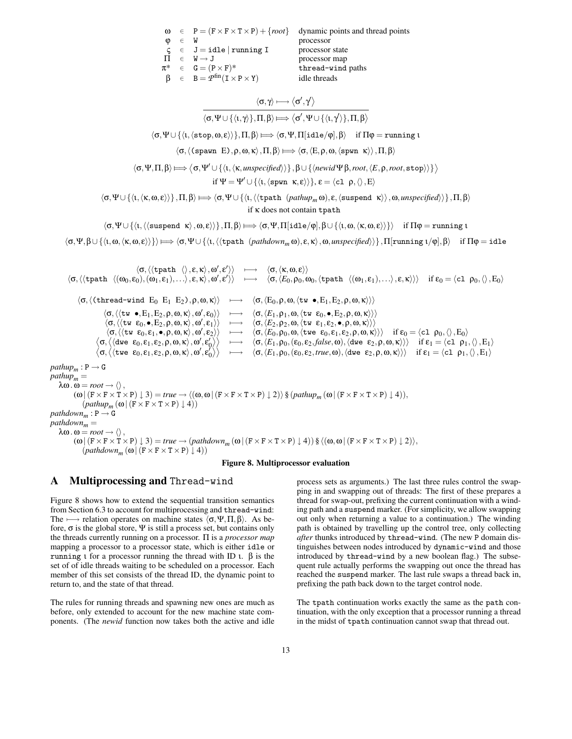$$
\begin{array}{llll}
\omega & \in & \mathtt{P} = (\mathtt{F} \times \mathtt{F} \times \mathtt{T} \times \mathtt{P}) + \{root\} & \text{dynamic points and thread points} \\
\varphi & \in & \mathtt{W} & \text{processor} \\
\varsigma & \in & \mathtt{J} = \mathtt{idle} \mid \mathtt{running}\ \mathtt{I} & \text{processor state} \\
\Pi & \in & \mathtt{W} \to \mathtt{J} & \text{processor map} \\
\pi^* & \in & \mathtt{G} = (\mathtt{P} \times \mathtt{F})^* & \mathtt{thread\text{-}wind}\ \text{paths} \\
\beta & \in & \mathtt{B} = \mathcal{P}^{\text{fin}}(\mathtt{I} \times \mathtt{P} \times \mathtt{Y}) & \text{idle threads}
\end{array}
$$

$$
\frac{\langle \sigma, \gamma \rangle \longmapsto \langle \sigma', \gamma' \rangle}{\langle \sigma, \Psi \cup \{\langle \iota, \gamma \rangle\}, \Pi, \beta \rangle \Longmapsto \langle \sigma', \Psi \cup \{\langle \iota, \gamma' \rangle\}, \Pi, \beta \rangle}
$$

$$
\langle \sigma, \Psi \cup \{\langle \iota, \langle \mathtt{stop}, \omega, \varepsilon \rangle \rangle\}, \Pi, \beta \rangle \Longmapsto \langle \sigma, \Psi, \Pi[\mathtt{idle}/\varphi], \beta \rangle \quad \text{if } \Pi\varphi = \mathtt{running}\ \iota
$$

$$
\langle \sigma, \langle (\mathtt{spawn}\ \ \mathtt{E}), \rho, \omega, \kappa \rangle, \Pi, \beta \rangle \Longmapsto \langle \sigma, \langle \mathtt{E}, \rho, \omega, \langle \mathtt{spwn}\ \ \kappa \rangle \rangle, \Pi, \beta \rangle
$$

$$
\langle \sigma, \Psi, \Pi, \beta \rangle \Longmapsto \big\langle \sigma, \Psi' \cup \{\langle \iota, \langle \kappa, \mathit{unspecified} \rangle \rangle\}, \beta \cup \{\langle \mathit{newid}\, \Psi\, \beta, \mathit{root}, \langle E, \rho, \mathit{root}, \mathtt{stop} \rangle \rangle\} \big\rangle
$$
$$
\text{if } \Psi = \Psi' \cup \{\langle \iota, \langle \mathtt{spwn}\ \ \kappa, \varepsilon \rangle \rangle\}, \varepsilon = \langle \mathtt{cl}\ \ \rho, \langle\rangle, \mathtt{E} \rangle
$$

$$
\langle \sigma, \Psi \cup \{\langle \iota, \langle \kappa, \omega, \varepsilon \rangle \rangle\}, \Pi, \beta \rangle \Longmapsto \langle \sigma, \Psi \cup \{\langle \iota, \langle \langle \mathtt{tpath}\ \ (\mathit{pathup}_m\, \omega), \varepsilon, \langle \mathtt{suspend}\ \ \kappa \rangle \rangle, \omega, \mathit{unspecified} \rangle \rangle\}, \Pi, \beta \rangle
$$
$$
\text{if } \kappa \text{ does not contain } \mathtt{tpath}
$$

$$
\langle \sigma, \Psi \cup \{\langle \iota, \langle \langle \mathtt{suspend}\ \ \kappa \rangle, \omega, \varepsilon \rangle \rangle\}, \Pi, \beta \rangle \Longmapsto \langle \sigma, \Psi, \Pi[\mathtt{idle}/\varphi], \beta \cup \{\langle \iota, \omega, \langle \kappa, \omega, \varepsilon \rangle \rangle\} \rangle \quad \text{if } \Pi\varphi = \mathtt{running}\ \iota
$$

$$
\langle \sigma, \Psi, \beta \cup \{\langle \iota, \omega, \langle \kappa, \omega, \varepsilon \rangle \rangle\} \rangle \Longmapsto \langle \sigma, \Psi \cup \{\langle \iota, \langle \langle \mathtt{tpath}\ \ (\mathit{pathdown}_m\, \omega), \varepsilon, \kappa \rangle, \omega, \mathit{unspecified} \rangle \rangle\}, \Pi[\mathtt{running}\ \iota/\varphi], \beta \rangle \quad \text{if } \Pi\varphi = \mathtt{idle}
$$

$$
\begin{array}{lll}
\langle \sigma, \langle \langle \mathtt{tpath}\ \ \langle\rangle, \varepsilon, \kappa \rangle, \omega', \varepsilon' \rangle \rangle & \longmapsto & \langle \sigma, \langle \kappa, \omega, \varepsilon \rangle \rangle \\
\langle \sigma, \langle \langle \mathtt{tpath}\ \ \langle (\omega_0, \varepsilon_0), (\omega_1, \varepsilon_1), \ldots \rangle, \varepsilon, \kappa \rangle, \omega', \varepsilon' \rangle \rangle & \longmapsto & \langle \sigma, \langle E_0, \rho_0, \omega_0, \langle \mathtt{tpath}\ \ \langle (\omega_1, \varepsilon_1), \ldots \rangle, \varepsilon, \kappa \rangle \rangle \rangle \quad \text{if } \varepsilon_0 = \langle \mathtt{cl}\ \ \rho_0, \langle\rangle, \mathtt{E}_0 \rangle
\end{array}
$$

$$
\begin{array}{lll}
\langle \sigma, \langle (\mathtt{thread\text{-}wind}\ \ \mathtt{E}_0\ \ \mathtt{E}_1\ \ \mathtt{E}_2), \rho, \omega, \kappa \rangle \rangle & \longmapsto & \langle \sigma, \langle \mathtt{E}_0, \rho, \omega, \langle \mathtt{tw}\ \bullet, \mathtt{E}_1, \mathtt{E}_2, \rho, \omega, \kappa \rangle \rangle \rangle \\
\langle \sigma, \langle \langle \mathtt{tw}\ \bullet, \mathtt{E}_1, \mathtt{E}_2, \rho, \omega, \kappa \rangle, \omega', \varepsilon_0 \rangle \rangle & \longmapsto & \langle \sigma, \langle E_1, \rho_1, \omega, \langle \mathtt{tw}\ \ \varepsilon_0, \bullet, \mathtt{E}_2, \rho, \omega, \kappa \rangle \rangle \rangle \\
\langle \sigma, \langle \langle \mathtt{tw}\ \ \varepsilon_0, \bullet, \mathtt{E}_2, \rho, \omega, \kappa \rangle, \omega', \varepsilon_1 \rangle \rangle & \longmapsto & \langle \sigma, \langle E_2, \rho_2, \omega, \langle \mathtt{tw}\ \ \varepsilon_1, \varepsilon_2, \bullet, \rho, \omega, \kappa \rangle \rangle \rangle \\
\langle \sigma, \langle \langle \mathtt{tw}\ \ \varepsilon_0, \varepsilon_1, \bullet, \rho, \omega, \kappa \rangle, \omega', \varepsilon_2 \rangle \rangle & \longmapsto & \langle \sigma, \langle E_0, \rho_0, \omega, \langle \mathtt{twe}\ \ \varepsilon_0, \varepsilon_1, \varepsilon_2, \rho, \omega, \kappa \rangle \rangle \rangle \quad \text{if } \varepsilon_0 = \langle \mathtt{cl}\ \ \rho_0, \langle\rangle, \mathtt{E}_0 \rangle \\
\big\langle \sigma, \big\langle \langle \mathtt{dwe}\ \ \varepsilon_0, \varepsilon_1, \varepsilon_2, \rho, \omega, \kappa \rangle, \omega', \varepsilon_0' \big\rangle \big\rangle & \longmapsto & \langle \sigma, \langle E_1, \rho_0, (\varepsilon_0, \varepsilon_2, \mathit{false}, \omega), \langle \mathtt{dwe}\ \ \varepsilon_2, \rho, \omega, \kappa \rangle \rangle \rangle \quad \text{if } \varepsilon_1 = \langle \mathtt{cl}\ \ \rho_1, \langle\rangle, \mathtt{E}_1 \rangle \\
\big\langle \sigma, \big\langle \langle \mathtt{twe}\ \ \varepsilon_0, \varepsilon_1, \varepsilon_2, \rho, \omega, \kappa \rangle, \omega', \varepsilon_0' \big\rangle \big\rangle & \longmapsto & \langle \sigma, \langle E_1, \rho_0, (\varepsilon_0, \varepsilon_2, \mathit{true}, \omega), \langle \mathtt{dwe}\ \ \varepsilon_2, \rho, \omega, \kappa \rangle \rangle \rangle \quad \text{if } \varepsilon_1 = \langle \mathtt{cl}\ \ \rho_1, \langle\rangle, \mathtt{E}_1 \rangle
\end{array}
$$

$$
\begin{array}{l}
\mathit{pathup}_m : \mathtt{P} \to \mathtt{G} \\
\mathit{pathup}_m = \\
\quad \lambda\omega\,.\, \omega = \mathit{root} \to \langle\rangle, \\
\qquad (\omega \mid (\mathtt{F} \times \mathtt{F} \times \mathtt{T} \times \mathtt{P}) \downarrow 3) = \mathit{true} \to \langle (\omega, \omega \mid (\mathtt{F} \times \mathtt{F} \times \mathtt{T} \times \mathtt{P}) \downarrow 2) \rangle \,\S\, (\mathit{pathup}_m\, (\omega \mid (\mathtt{F} \times \mathtt{F} \times \mathtt{T} \times \mathtt{P}) \downarrow 4)), \\
\qquad\quad (\mathit{pathup}_m\, (\omega \mid (\mathtt{F} \times \mathtt{F} \times \mathtt{T} \times \mathtt{P}) \downarrow 4)) \\
\mathit{pathdown}_m : \mathtt{P} \to \mathtt{G} \\
\mathit{pathdown}_m = \\
\quad \lambda\omega\,.\, \omega = \mathit{root} \to \langle\rangle, \\
\qquad (\omega \mid (\mathtt{F} \times \mathtt{F} \times \mathtt{T} \times \mathtt{P}) \downarrow 3) = \mathit{true} \to (\mathit{pathdown}_m\, (\omega \mid (\mathtt{F} \times \mathtt{F} \times \mathtt{T} \times \mathtt{P}) \downarrow 4)) \,\S\, \langle (\omega, \omega \mid (\mathtt{F} \times \mathtt{F} \times \mathtt{T} \times \mathtt{P}) \downarrow 2) \rangle, \\
\qquad\quad (\mathit{pathdown}_m\, (\omega \mid (\mathtt{F} \times \mathtt{F} \times \mathtt{T} \times \mathtt{P}) \downarrow 4))
\end{array}
$$

**Figure 8. Multiprocessor evaluation**

# A Multiprocessing and `Thread-wind`

Figure 8 shows how to extend the sequential transition semantics from Section 6.3 to account for multiprocessing and `thread-wind`: The $\longmapsto$ relation operates on machine states $\langle \sigma, \Psi, \Pi, \beta \rangle$. As before, $\sigma$ is the global store, $\Psi$ is still a process set, but contains only the threads currently running on a processor. $\Pi$ is a *processor map* mapping a processor to a processor state, which is either `idle` or `running` $\iota$ for a processor running the thread with ID $\iota$. $\beta$ is the set of of idle threads waiting to be scheduled on a processor. Each member of this set consists of the thread ID, the dynamic point to return to, and the state of that thread.

The rules for running threads and spawning new ones are much as before, only extended to account for the new machine state components. (The *newid* function now takes both the active and idle process sets as arguments.) The last three rules control the swapping in and swapping out of threads: The first of these prepares a thread for swap-out, prefixing the current continuation with a winding path and a `suspend` marker. (For simplicity, we allow swapping out only when returning a value to a continuation.) The winding path is obtained by travelling up the control tree, only collecting *after* thunks introduced by `thread-wind`. (The new `P` domain distinguishes between nodes introduced by `dynamic-wind` and those introduced by `thread-wind` by a new boolean flag.) The subsequent rule actually performs the swapping out once the thread has reached the `suspend` marker. The last rule swaps a thread back in, prefixing the path back down to the target control node.

The `tpath` continuation works exactly the same as the `path` continuation, with the only exception that a processor running a thread in the midst of `tpath` continuation cannot swap that thread out.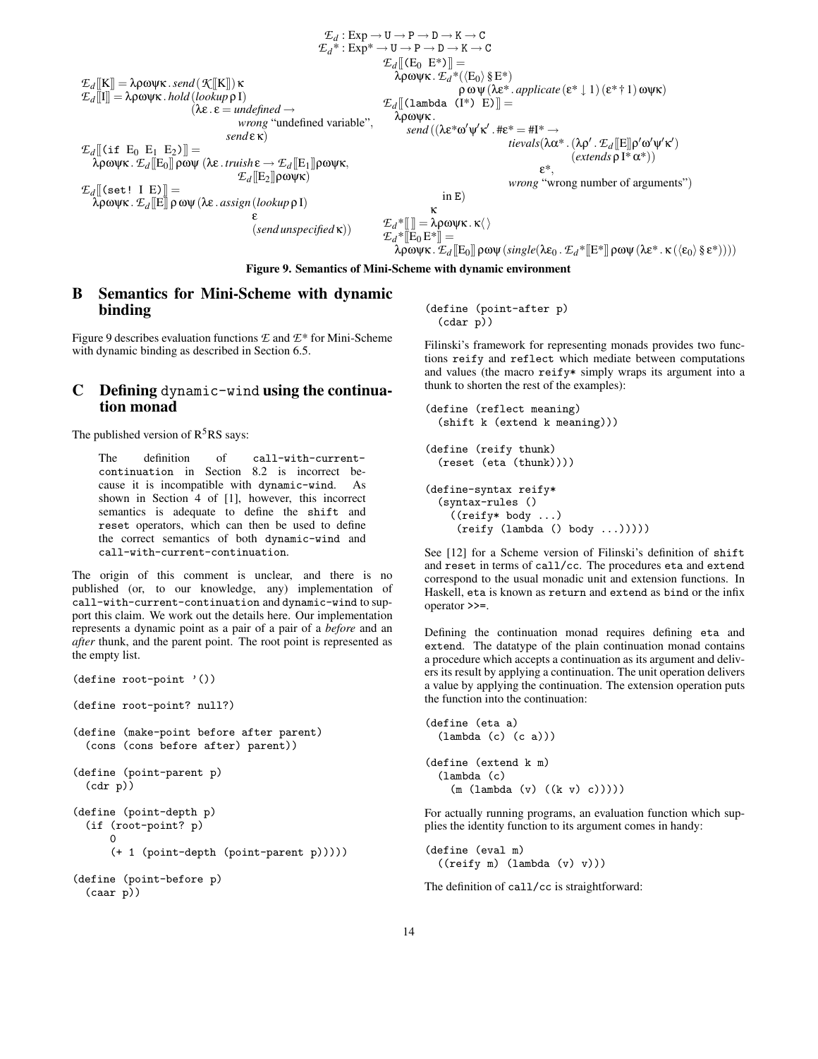$$\mathcal{E}_d : \text{Exp} \to \mathtt{U} \to \mathtt{P} \to \mathtt{D} \to \mathtt{K} \to \mathtt{C}$$

$$\mathcal{E}_d{}^* : \text{Exp}^* \to \mathtt{U} \to \mathtt{P} \to \mathtt{D} \to \mathtt{K} \to \mathtt{C}$$

$$\mathcal{E}_d[\![\mathrm{K}]\!] = \lambda\rho\omega\psi\kappa\,.\,\mathit{send}\,(\mathcal{K}[\![\mathrm{K}]\!])\,\kappa$$

$$\mathcal{E}_d[\![\mathrm{I}]\!] = \lambda\rho\omega\psi\kappa\,.\,\mathit{hold}\,(\mathit{lookup}\,\rho\,\mathrm{I})\,(\lambda\varepsilon\,.\,\varepsilon = \mathit{undefined} \to \mathit{wrong}\text{ “undefined variable”},\ \mathit{send}\,\varepsilon\,\kappa)$$

$$\mathcal{E}_d[\![(\mathtt{if}\ \mathrm{E}_0\ \mathrm{E}_1\ \mathrm{E}_2)]\!] = \lambda\rho\omega\psi\kappa\,.\,\mathcal{E}_d[\![\mathrm{E}_0]\!]\,\rho\omega\psi\,(\lambda\varepsilon\,.\,\mathit{truish}\,\varepsilon \to \mathcal{E}_d[\![\mathrm{E}_1]\!]\rho\omega\psi\kappa,\ \mathcal{E}_d[\![\mathrm{E}_2]\!]\rho\omega\psi\kappa)$$

$$\mathcal{E}_d[\![(\mathtt{set!}\ \mathrm{I}\ \mathrm{E})]\!] = \lambda\rho\omega\psi\kappa\,.\,\mathcal{E}_d[\![\mathrm{E}]\!]\,\rho\,\omega\psi\,(\lambda\varepsilon\,.\,\mathit{assign}\,(\mathit{lookup}\,\rho\,\mathrm{I})\ \varepsilon\ (\mathit{send}\,\mathit{unspecified}\,\kappa))$$

$$\mathcal{E}_d[\![(\mathrm{E}_0\ \mathrm{E}^*)]\!] = \lambda\rho\omega\psi\kappa\,.\,\mathcal{E}_d{}^*(\langle\mathrm{E}_0\rangle\,\S\,\mathrm{E}^*)\ \rho\,\omega\,\psi\,(\lambda\varepsilon^*\,.\,\mathit{applicate}\,(\varepsilon^*\downarrow 1)\,(\varepsilon^*\dagger 1)\,\omega\psi\kappa)$$

$$\mathcal{E}_d[\![(\mathtt{lambda}\ (\mathrm{I}^*)\ \mathrm{E})]\!] = \lambda\rho\omega\psi\kappa\,.\ \mathit{send}\,((\lambda\varepsilon^*\omega'\psi'\kappa'\,.\,\#\varepsilon^* = \#\mathrm{I}^* \to \mathit{tievals}(\lambda\alpha^*\,.\,(\lambda\rho'\,.\,\mathcal{E}_d[\![\mathrm{E}]\!]\rho'\omega'\psi'\kappa')\,(\mathit{extends}\,\rho\,\mathrm{I}^*\,\alpha^*))\ \varepsilon^*,\ \mathit{wrong}\text{ “wrong number of arguments”})\ \mathrm{in}\ \mathrm{E})\ \kappa$$

$$\mathcal{E}_d{}^*[\![\,]\!] = \lambda\rho\omega\psi\kappa\,.\,\kappa\langle\rangle$$

$$\mathcal{E}_d{}^*[\![\mathrm{E}_0\,\mathrm{E}^*]\!] = \lambda\rho\omega\psi\kappa\,.\,\mathcal{E}_d[\![\mathrm{E}_0]\!]\,\rho\omega\psi\,(\mathit{single}(\lambda\varepsilon_0\,.\,\mathcal{E}_d{}^*[\![\mathrm{E}^*]\!]\,\rho\omega\psi\,(\lambda\varepsilon^*\,.\,\kappa\,(\langle\varepsilon_0\rangle\,\S\,\varepsilon^*))))$$

**Figure 9. Semantics of Mini-Scheme with dynamic environment**

## B Semantics for Mini-Scheme with dynamic binding

Figure 9 describes evaluation functions $\mathcal{E}$ and $\mathcal{E}^*$ for Mini-Scheme with dynamic binding as described in Section 6.5.

## C Defining `dynamic-wind` using the continuation monad

The published version of R[5]RS says:

> The definition of `call-with-current-continuation` in Section 8.2 is incorrect because it is incompatible with `dynamic-wind`. As shown in Section 4 of [1], however, this incorrect semantics is adequate to define the `shift` and `reset` operators, which can then be used to define the correct semantics of both `dynamic-wind` and `call-with-current-continuation`.

The origin of this comment is unclear, and there is no published (or, to our knowledge, any) implementation of `call-with-current-continuation` and `dynamic-wind` to support this claim. We work out the details here. Our implementation represents a dynamic point as a pair of a pair of a *before* and an *after* thunk, and the parent point. The root point is represented as the empty list.

```
(define root-point '())

(define root-point? null?)

(define (make-point before after parent)
  (cons (cons before after) parent))

(define (point-parent p)
  (cdr p))

(define (point-depth p)
  (if (root-point? p)
      0
      (+ 1 (point-depth (point-parent p)))))

(define (point-before p)
  (caar p))

(define (point-after p)
  (cdar p))
```

Filinski's framework for representing monads provides two functions `reify` and `reflect` which mediate between computations and values (the macro `reify*` simply wraps its argument into a thunk to shorten the rest of the examples):

```
(define (reflect meaning)
  (shift k (extend k meaning)))

(define (reify thunk)
  (reset (eta (thunk))))

(define-syntax reify*
  (syntax-rules ()
    ((reify* body ...)
     (reify (lambda () body ...)))))
```

See [12] for a Scheme version of Filinski's definition of `shift` and `reset` in terms of `call/cc`. The procedures `eta` and `extend` correspond to the usual monadic unit and extension functions. In Haskell, `eta` is known as `return` and `extend` as `bind` or the infix operator `>>=`.

Defining the continuation monad requires defining `eta` and `extend`. The datatype of the plain continuation monad contains a procedure which accepts a continuation as its argument and delivers its result by applying a continuation. The unit operation delivers a value by applying the continuation. The extension operation puts the function into the continuation:

```
(define (eta a)
  (lambda (c) (c a)))

(define (extend k m)
  (lambda (c)
    (m (lambda (v) ((k v) c)))))
```

For actually running programs, an evaluation function which supplies the identity function to its argument comes in handy:

```
(define (eval m)
  ((reify m) (lambda (v) v)))
```

The definition of `call/cc` is straightforward: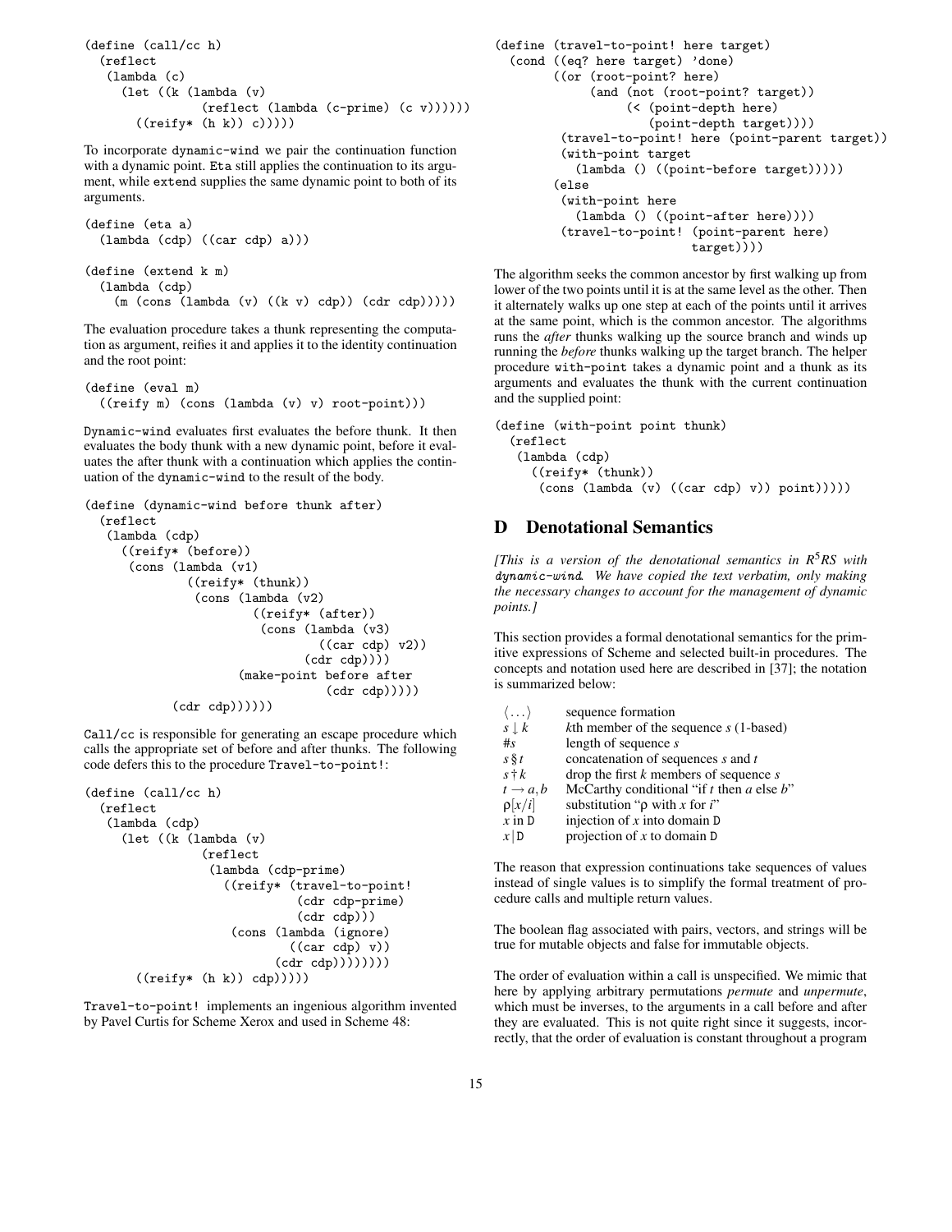```
(define (call/cc h)
  (reflect
   (lambda (c)
     (let ((k (lambda (v)
                (reflect (lambda (c-prime) (c v))))))
       ((reify* (h k)) c)))))
```

To incorporate `dynamic-wind` we pair the continuation function with a dynamic point. `Eta` still applies the continuation to its argument, while `extend` supplies the same dynamic point to both of its arguments.

```
(define (eta a)
  (lambda (cdp) ((car cdp) a)))

(define (extend k m)
  (lambda (cdp)
    (m (cons (lambda (v) ((k v) cdp)) (cdr cdp)))))
```

The evaluation procedure takes a thunk representing the computation as argument, reifies it and applies it to the identity continuation and the root point:

```
(define (eval m)
  ((reify m) (cons (lambda (v) v) root-point)))
```

`Dynamic-wind` evaluates first evaluates the before thunk. It then evaluates the body thunk with a new dynamic point, before it evaluates the after thunk with a continuation which applies the continuation of the `dynamic-wind` to the result of the body.

```
(define (dynamic-wind before thunk after)
  (reflect
   (lambda (cdp)
     ((reify* (before))
      (cons (lambda (v1)
              ((reify* (thunk))
               (cons (lambda (v2)
                       ((reify* (after))
                        (cons (lambda (v3)
                                ((car cdp) v2))
                              (cdr cdp))))
                     (make-point before after
                                 (cdr cdp)))))
            (cdr cdp))))))
```

`Call/cc` is responsible for generating an escape procedure which calls the appropriate set of before and after thunks. The following code defers this to the procedure `Travel-to-point!`:

```
(define (call/cc h)
  (reflect
   (lambda (cdp)
     (let ((k (lambda (v)
                (reflect
                 (lambda (cdp-prime)
                   ((reify* (travel-to-point!
                             (cdr cdp-prime)
                             (cdr cdp)))
                    (cons (lambda (ignore)
                            ((car cdp) v))
                          (cdr cdp))))))))
       ((reify* (h k)) cdp)))))
```

`Travel-to-point!` implements an ingenious algorithm invented by Pavel Curtis for Scheme Xerox and used in Scheme 48:

```
(define (travel-to-point! here target)
  (cond ((eq? here target) 'done)
        ((or (root-point? here)
             (and (not (root-point? target))
                  (< (point-depth here)
                     (point-depth target))))
         (travel-to-point! here (point-parent target))
         (with-point target
           (lambda () ((point-before target)))))
        (else
         (with-point here
           (lambda () ((point-after here))))
         (travel-to-point! (point-parent here)
                           target))))
```

The algorithm seeks the common ancestor by first walking up from lower of the two points until it is at the same level as the other. Then it alternately walks up one step at each of the points until it arrives at the same point, which is the common ancestor. The algorithms runs the *after* thunks walking up the source branch and winds up running the *before* thunks walking up the target branch. The helper procedure `with-point` takes a dynamic point and a thunk as its arguments and evaluates the thunk with the current continuation and the supplied point:

```
(define (with-point point thunk)
  (reflect
   (lambda (cdp)
     ((reify* (thunk))
      (cons (lambda (v) ((car cdp) v)) point)))))
```

## D Denotational Semantics

*[This is a version of the denotational semantics in R$^5$RS with dynamic-wind. We have copied the text verbatim, only making the necessary changes to account for the management of dynamic points.]*

This section provides a formal denotational semantics for the primitive expressions of Scheme and selected built-in procedures. The concepts and notation used here are described in [37]; the notation is summarized below:

| | |
|---|---|
| $\langle \dots \rangle$ | sequence formation |
| $s \downarrow k$ | $k$th member of the sequence $s$ (1-based) |
| $\# s$ | length of sequence $s$ |
| $s \S t$ | concatenation of sequences $s$ and $t$ |
| $s \dagger k$ | drop the first $k$ members of sequence $s$ |
| $t \rightarrow a, b$ | McCarthy conditional "if $t$ then $a$ else $b$" |
| $\rho[x/i]$ | substitution "$\rho$ with $x$ for $i$" |
| $x$ in D | injection of $x$ into domain D |
| $x \mid$ D | projection of $x$ to domain D |

The reason that expression continuations take sequences of values instead of single values is to simplify the formal treatment of procedure calls and multiple return values.

The boolean flag associated with pairs, vectors, and strings will be true for mutable objects and false for immutable objects.

The order of evaluation within a call is unspecified. We mimic that here by applying arbitrary permutations *permute* and *unpermute*, which must be inverses, to the arguments in a call before and after they are evaluated. This is not quite right since it suggests, incorrectly, that the order of evaluation is constant throughout a program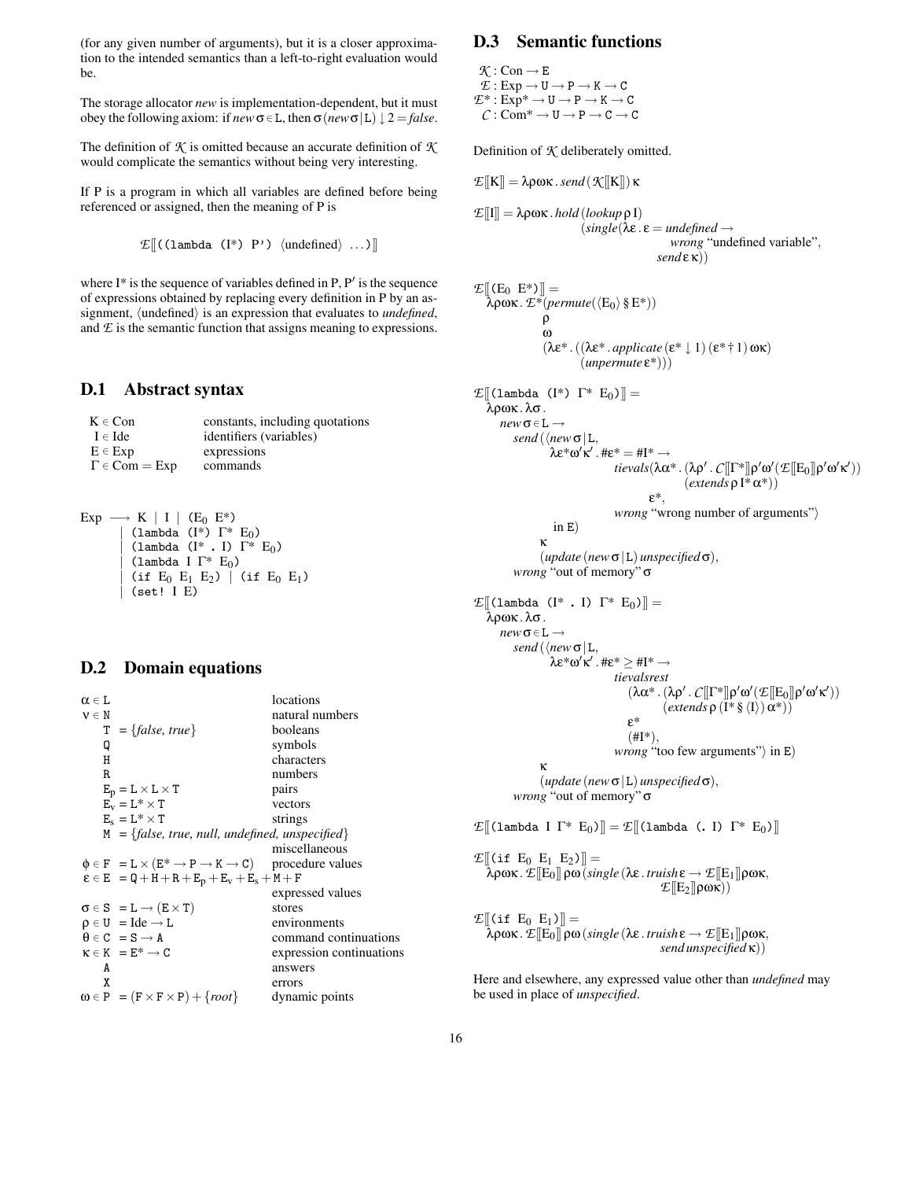(for any given number of arguments), but it is a closer approximation to the intended semantics than a left-to-right evaluation would be.

The storage allocator *new* is implementation-dependent, but it must obey the following axiom: if $new\,\sigma \in \mathtt{L}$, then $\sigma\,(new\,\sigma\,|\,\mathtt{L}) \downarrow 2 = false$.

The definition of $\mathcal{K}$ is omitted because an accurate definition of $\mathcal{K}$ would complicate the semantics without being very interesting.

If P is a program in which all variables are defined before being referenced or assigned, then the meaning of P is

$$\mathcal{E}[\![\texttt{((lambda (I*) P')}\ \langle\text{undefined}\rangle\ \ldots\texttt{)}]\!]$$

where I* is the sequence of variables defined in P, P′ is the sequence of expressions obtained by replacing every definition in P by an assignment, ⟨undefined⟩ is an expression that evaluates to *undefined*, and $\mathcal{E}$ is the semantic function that assigns meaning to expressions.

## D.1 Abstract syntax

| | |
|---|---|
| $K \in \text{Con}$ | constants, including quotations |
| $I \in \text{Ide}$ | identifiers (variables) |
| $E \in \text{Exp}$ | expressions |
| $\Gamma \in \text{Com} = \text{Exp}$ | commands |

```
Exp ⟶ K | I | (E0 E*)
      | (lambda (I*) Γ* E0)
      | (lambda (I* . I) Γ* E0)
      | (lambda I Γ* E0)
      | (if E0 E1 E2) | (if E0 E1)
      | (set! I E)
```

## D.2 Domain equations

| | |
|---|---|
| $\alpha \in \mathtt{L}$ | locations |
| $\nu \in \mathtt{N}$ | natural numbers |
| $\mathtt{T} = \{false, true\}$ | booleans |
| $\mathtt{Q}$ | symbols |
| $\mathtt{H}$ | characters |
| $\mathtt{R}$ | numbers |
| $\mathtt{E_p} = \mathtt{L} \times \mathtt{L} \times \mathtt{T}$ | pairs |
| $\mathtt{E_v} = \mathtt{L}^* \times \mathtt{T}$ | vectors |
| $\mathtt{E_s} = \mathtt{L}^* \times \mathtt{T}$ | strings |
| $\mathtt{M} = \{false, true, null, undefined, unspecified\}$ | miscellaneous |
| $\phi \in \mathtt{F} = \mathtt{L} \times (\mathtt{E}^* \to \mathtt{P} \to \mathtt{K} \to \mathtt{C})$ | procedure values |
| $\epsilon \in \mathtt{E} = \mathtt{Q} + \mathtt{H} + \mathtt{R} + \mathtt{E_p} + \mathtt{E_v} + \mathtt{E_s} + \mathtt{M} + \mathtt{F}$ | expressed values |
| $\sigma \in \mathtt{S} = \mathtt{L} \to (\mathtt{E} \times \mathtt{T})$ | stores |
| $\rho \in \mathtt{U} = \text{Ide} \to \mathtt{L}$ | environments |
| $\theta \in \mathtt{C} = \mathtt{S} \to \mathtt{A}$ | command continuations |
| $\kappa \in \mathtt{K} = \mathtt{E}^* \to \mathtt{C}$ | expression continuations |
| $\mathtt{A}$ | answers |
| $\mathtt{X}$ | errors |
| $\omega \in \mathtt{P} = (\mathtt{F} \times \mathtt{F} \times \mathtt{P}) + \{root\}$ | dynamic points |

## D.3 Semantic functions

$\mathcal{K} : \text{Con} \to \mathtt{E}$
$\mathcal{E} : \text{Exp} \to \mathtt{U} \to \mathtt{P} \to \mathtt{K} \to \mathtt{C}$
$\mathcal{E}^* : \text{Exp}^* \to \mathtt{U} \to \mathtt{P} \to \mathtt{K} \to \mathtt{C}$
$\mathcal{C} : \text{Com}^* \to \mathtt{U} \to \mathtt{P} \to \mathtt{C} \to \mathtt{C}$

Definition of $\mathcal{K}$ deliberately omitted.

$$\mathcal{E}[\![\mathrm{K}]\!] = \lambda\rho\omega\kappa\,.\,send\,(\mathcal{K}[\![\mathrm{K}]\!])\,\kappa$$

$$\begin{aligned}\mathcal{E}[\![\mathrm{I}]\!] = \lambda\rho\omega\kappa\,.\,&hold\,(lookup\,\rho\,\mathrm{I})\\ &(single(\lambda\epsilon\,.\,\epsilon = undefined \to\\ &\qquad wrong\ \text{“undefined variable”},\\ &\qquad send\,\epsilon\,\kappa))\end{aligned}$$

$$\begin{aligned}&\mathcal{E}[\![\texttt{(}\mathrm{E}_0\ \mathrm{E}^*\texttt{)}]\!] =\\ &\quad\lambda\rho\omega\kappa\,.\,\mathcal{E}^*(permute(\langle\mathrm{E}_0\rangle\,\S\,\mathrm{E}^*))\\ &\qquad\rho\\ &\qquad\omega\\ &\qquad(\lambda\epsilon^*\,.\,((\lambda\epsilon^*\,.\,applicate\,(\epsilon^*\downarrow 1)\,(\epsilon^*\dagger 1)\,\omega\kappa)\\ &\qquad\qquad(unpermute\,\epsilon^*)))\end{aligned}$$

$$\begin{aligned}&\mathcal{E}[\![\texttt{(lambda (}\mathrm{I}^*\texttt{)}\ \Gamma^*\ \mathrm{E}_0\texttt{)}]\!] =\\ &\quad\lambda\rho\omega\kappa\,.\,\lambda\sigma\,.\\ &\qquad new\,\sigma \in \mathtt{L} \to\\ &\qquad\quad send\,(\langle new\,\sigma\,|\,\mathtt{L},\\ &\qquad\qquad\quad \lambda\epsilon^*\omega'\kappa'\,.\,\#\epsilon^* = \#\mathrm{I}^* \to\\ &\qquad\qquad\qquad tievals(\lambda\alpha^*\,.\,(\lambda\rho'\,.\,\mathcal{C}[\![\Gamma^*]\!]\rho'\omega'(\mathcal{E}[\![\mathrm{E}_0]\!]\rho'\omega'\kappa'))\\ &\qquad\qquad\qquad\qquad (extends\,\rho\,\mathrm{I}^*\,\alpha^*))\\ &\qquad\qquad\qquad\quad \epsilon^*,\\ &\qquad\qquad\qquad wrong\ \text{“wrong number of arguments”}\rangle\\ &\qquad\qquad \text{in } \mathtt{E})\\ &\qquad\qquad \kappa\\ &\qquad\qquad (update\,(new\,\sigma\,|\,\mathtt{L})\,unspecified\,\sigma),\\ &\qquad\quad wrong\ \text{“out of memory”}\ \sigma\end{aligned}$$

$$\begin{aligned}&\mathcal{E}[\![\texttt{(lambda (}\mathrm{I}^*\ \texttt{.}\ \mathrm{I}\texttt{)}\ \Gamma^*\ \mathrm{E}_0\texttt{)}]\!] =\\ &\quad\lambda\rho\omega\kappa\,.\,\lambda\sigma\,.\\ &\qquad new\,\sigma \in \mathtt{L} \to\\ &\qquad\quad send\,(\langle new\,\sigma\,|\,\mathtt{L},\\ &\qquad\qquad\quad \lambda\epsilon^*\omega'\kappa'\,.\,\#\epsilon^* \geq \#\mathrm{I}^* \to\\ &\qquad\qquad\qquad tievalsrest\\ &\qquad\qquad\qquad\quad (\lambda\alpha^*\,.\,(\lambda\rho'\,.\,\mathcal{C}[\![\Gamma^*]\!]\rho'\omega'(\mathcal{E}[\![\mathrm{E}_0]\!]\rho'\omega'\kappa'))\\ &\qquad\qquad\qquad\qquad (extends\,\rho\,(\mathrm{I}^*\,\S\,\langle\mathrm{I}\rangle)\,\alpha^*))\\ &\qquad\qquad\qquad\quad \epsilon^*\\ &\qquad\qquad\qquad\quad (\#\mathrm{I}^*),\\ &\qquad\qquad\qquad wrong\ \text{“too few arguments”}\rangle\ \text{in } \mathtt{E})\\ &\qquad\qquad \kappa\\ &\qquad\qquad (update\,(new\,\sigma\,|\,\mathtt{L})\,unspecified\,\sigma),\\ &\qquad\quad wrong\ \text{“out of memory”}\ \sigma\end{aligned}$$

$$\mathcal{E}[\![\texttt{(lambda}\ \mathrm{I}\ \Gamma^*\ \mathrm{E}_0\texttt{)}]\!] = \mathcal{E}[\![\texttt{(lambda (. }\mathrm{I}\texttt{)}\ \Gamma^*\ \mathrm{E}_0\texttt{)}]\!]$$

$$\begin{aligned}&\mathcal{E}[\![\texttt{(if}\ \mathrm{E}_0\ \mathrm{E}_1\ \mathrm{E}_2\texttt{)}]\!] =\\ &\quad\lambda\rho\omega\kappa\,.\,\mathcal{E}[\![\mathrm{E}_0]\!]\,\rho\omega\,(single\,(\lambda\epsilon\,.\,truish\,\epsilon \to \mathcal{E}[\![\mathrm{E}_1]\!]\rho\omega\kappa,\\ &\qquad\qquad\qquad\qquad \mathcal{E}[\![\mathrm{E}_2]\!]\rho\omega\kappa))\end{aligned}$$

$$\begin{aligned}&\mathcal{E}[\![\texttt{(if}\ \mathrm{E}_0\ \mathrm{E}_1\texttt{)}]\!] =\\ &\quad\lambda\rho\omega\kappa\,.\,\mathcal{E}[\![\mathrm{E}_0]\!]\,\rho\omega\,(single\,(\lambda\epsilon\,.\,truish\,\epsilon \to \mathcal{E}[\![\mathrm{E}_1]\!]\rho\omega\kappa,\\ &\qquad\qquad\qquad\qquad send\,unspecified\,\kappa))\end{aligned}$$

Here and elsewhere, any expressed value other than *undefined* may be used in place of *unspecified*.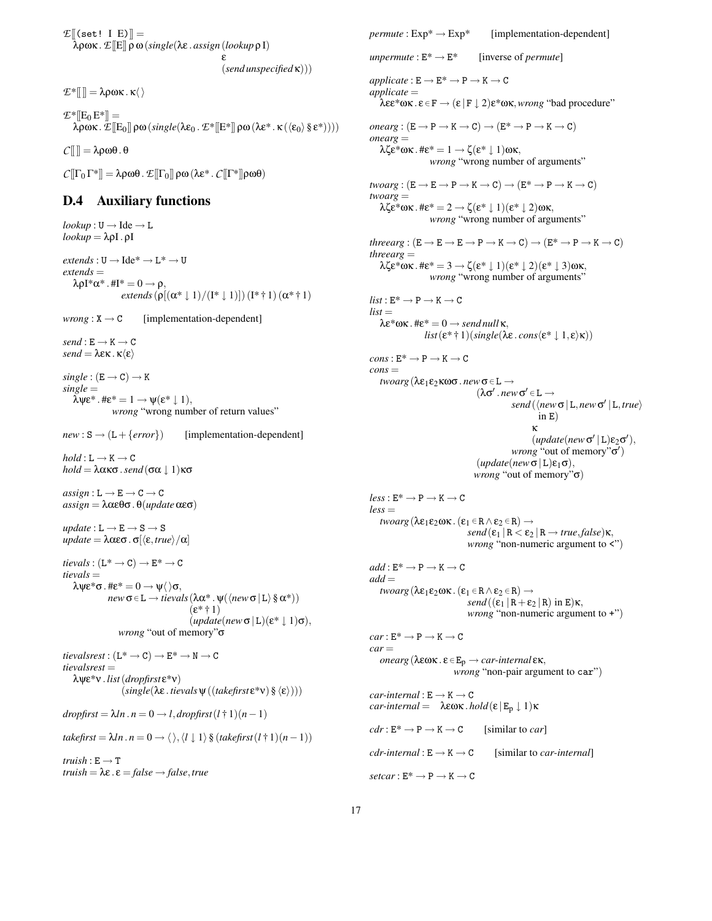$$\mathcal{E}[\![(\texttt{set! I E})]\!] =$$
$$\quad \lambda\rho\omega\kappa\,.\,\mathcal{E}[\![\mathrm{E}]\!]\,\rho\,\omega\,(single(\lambda\epsilon\,.\,assign\,(lookup\,\rho\,\mathrm{I})\;\epsilon\;(send\,unspecified\,\kappa)))$$

$$\mathcal{E}^*[\![\;]\!] = \lambda\rho\omega\kappa\,.\,\kappa\langle\,\rangle$$

$$\mathcal{E}^*[\![\mathrm{E}_0\,\mathrm{E}^*]\!] =$$
$$\quad \lambda\rho\omega\kappa\,.\,\mathcal{E}[\![\mathrm{E}_0]\!]\,\rho\omega\,(single(\lambda\epsilon_0\,.\,\mathcal{E}^*[\![\mathrm{E}^*]\!]\,\rho\omega\,(\lambda\epsilon^*\,.\,\kappa\,(\langle\epsilon_0\rangle\,\S\,\epsilon^*))))$$

$$\mathcal{C}[\![\;]\!] = \lambda\rho\omega\theta\,.\,\theta$$

$$\mathcal{C}[\![\Gamma_0\,\Gamma^*]\!] = \lambda\rho\omega\theta\,.\,\mathcal{E}[\![\Gamma_0]\!]\,\rho\omega\,(\lambda\epsilon^*\,.\,\mathcal{C}[\![\Gamma^*]\!]\rho\omega\theta)$$

## D.4 Auxiliary functions

$lookup : \mathtt{U} \to \mathrm{Ide} \to \mathtt{L}$
$lookup = \lambda\rho\mathrm{I}\,.\,\rho\mathrm{I}$

$extends : \mathtt{U} \to \mathrm{Ide}^* \to \mathtt{L}^* \to \mathtt{U}$
$extends =$
$\quad \lambda\rho\mathrm{I}^*\alpha^*\,.\,\#\mathrm{I}^* = 0 \to \rho,$
$\qquad extends\,(\rho[(\alpha^*\downarrow 1)/(\mathrm{I}^*\downarrow 1)])\,(\mathrm{I}^*\dagger 1)\,(\alpha^*\dagger 1)$

$wrong : \mathtt{X} \to \mathtt{C}$ [implementation-dependent]

$send : \mathtt{E} \to \mathtt{K} \to \mathtt{C}$
$send = \lambda\epsilon\kappa\,.\,\kappa\langle\epsilon\rangle$

$single : (\mathtt{E} \to \mathtt{C}) \to \mathtt{K}$
$single =$
$\quad \lambda\psi\epsilon^*\,.\,\#\epsilon^* = 1 \to \psi(\epsilon^*\downarrow 1),$
$\qquad wrong$ "wrong number of return values"

$new : \mathtt{S} \to (\mathtt{L} + \{error\})$ [implementation-dependent]

$hold : \mathtt{L} \to \mathtt{K} \to \mathtt{C}$
$hold = \lambda\alpha\kappa\sigma\,.\,send\,(\sigma\alpha\downarrow 1)\kappa\sigma$

$assign : \mathtt{L} \to \mathtt{E} \to \mathtt{C} \to \mathtt{C}$
$assign = \lambda\alpha\epsilon\theta\sigma\,.\,\theta(update\,\alpha\epsilon\sigma)$

$update : \mathtt{L} \to \mathtt{E} \to \mathtt{S} \to \mathtt{S}$
$update = \lambda\alpha\epsilon\sigma\,.\,\sigma[\langle\epsilon, true\rangle/\alpha]$

$tievals : (\mathtt{L}^* \to \mathtt{C}) \to \mathtt{E}^* \to \mathtt{C}$
$tievals =$
$\quad \lambda\psi\epsilon^*\sigma\,.\,\#\epsilon^* = 0 \to \psi\langle\,\rangle\sigma,$
$\qquad new\,\sigma \in \mathtt{L} \to tievals\,(\lambda\alpha^*\,.\,\psi(\langle new\,\sigma\,|\,\mathtt{L}\rangle\,\S\,\alpha^*))\,(\epsilon^*\dagger 1)\,(update(new\,\sigma\,|\,\mathtt{L})(\epsilon^*\downarrow 1)\sigma),$
$\qquad wrong$ "out of memory"$\sigma$

$tievalsrest : (\mathtt{L}^* \to \mathtt{C}) \to \mathtt{E}^* \to \mathtt{N} \to \mathtt{C}$
$tievalsrest =$
$\quad \lambda\psi\epsilon^*\nu\,.\,list\,(dropfirst\,\epsilon^*\nu)$
$\qquad (single(\lambda\epsilon\,.\,tievals\,\psi\,((takefirst\,\epsilon^*\nu)\,\S\,\langle\epsilon\rangle)))$

$dropfirst = \lambda l n\,.\,n = 0 \to l, dropfirst\,(l\dagger 1)(n-1)$

$takefirst = \lambda l n\,.\,n = 0 \to \langle\,\rangle, \langle l\downarrow 1\rangle\,\S\,(takefirst\,(l\dagger 1)(n-1))$

$truish : \mathtt{E} \to \mathtt{T}$
$truish = \lambda\epsilon\,.\,\epsilon = false \to false, true$

$permute : \mathrm{Exp}^* \to \mathrm{Exp}^*$ [implementation-dependent]

$unpermute : \mathtt{E}^* \to \mathtt{E}^*$ [inverse of $permute$]

$applicate : \mathtt{E} \to \mathtt{E}^* \to \mathtt{P} \to \mathtt{K} \to \mathtt{C}$
$applicate =$
$\quad \lambda\epsilon\epsilon^*\omega\kappa\,.\,\epsilon \in \mathtt{F} \to (\epsilon\,|\,\mathtt{F}\downarrow 2)\epsilon^*\omega\kappa, wrong$ "bad procedure"

$onearg : (\mathtt{E} \to \mathtt{P} \to \mathtt{K} \to \mathtt{C}) \to (\mathtt{E}^* \to \mathtt{P} \to \mathtt{K} \to \mathtt{C})$
$onearg =$
$\quad \lambda\zeta\epsilon^*\omega\kappa\,.\,\#\epsilon^* = 1 \to \zeta(\epsilon^*\downarrow 1)\omega\kappa,$
$\qquad wrong$ "wrong number of arguments"

$twoarg : (\mathtt{E} \to \mathtt{E} \to \mathtt{P} \to \mathtt{K} \to \mathtt{C}) \to (\mathtt{E}^* \to \mathtt{P} \to \mathtt{K} \to \mathtt{C})$
$twoarg =$
$\quad \lambda\zeta\epsilon^*\omega\kappa\,.\,\#\epsilon^* = 2 \to \zeta(\epsilon^*\downarrow 1)(\epsilon^*\downarrow 2)\omega\kappa,$
$\qquad wrong$ "wrong number of arguments"

$threearg : (\mathtt{E} \to \mathtt{E} \to \mathtt{E} \to \mathtt{P} \to \mathtt{K} \to \mathtt{C}) \to (\mathtt{E}^* \to \mathtt{P} \to \mathtt{K} \to \mathtt{C})$
$threearg =$
$\quad \lambda\zeta\epsilon^*\omega\kappa\,.\,\#\epsilon^* = 3 \to \zeta(\epsilon^*\downarrow 1)(\epsilon^*\downarrow 2)(\epsilon^*\downarrow 3)\omega\kappa,$
$\qquad wrong$ "wrong number of arguments"

$list : \mathtt{E}^* \to \mathtt{P} \to \mathtt{K} \to \mathtt{C}$
$list =$
$\quad \lambda\epsilon^*\omega\kappa\,.\,\#\epsilon^* = 0 \to send\,null\,\kappa,$
$\qquad list\,(\epsilon^*\dagger 1)(single(\lambda\epsilon\,.\,cons\langle\epsilon^*\downarrow 1, \epsilon\rangle\kappa))$

$cons : \mathtt{E}^* \to \mathtt{P} \to \mathtt{K} \to \mathtt{C}$
$cons =$
$\quad twoarg\,(\lambda\epsilon_1\epsilon_2\kappa\omega\sigma\,.\,new\,\sigma \in \mathtt{L} \to$
$\qquad (\lambda\sigma'\,.\,new\,\sigma' \in \mathtt{L} \to$
$\qquad\quad send\,(\langle new\,\sigma\,|\,\mathtt{L}, new\,\sigma'\,|\,\mathtt{L}, true\rangle \text{ in } \mathtt{E})$
$\qquad\quad \kappa$
$\qquad\quad (update(new\,\sigma'\,|\,\mathtt{L})\epsilon_2\sigma'),$
$\qquad\quad wrong$ "out of memory"$\sigma'$)
$\qquad (update(new\,\sigma\,|\,\mathtt{L})\epsilon_1\sigma),$
$\qquad wrong$ "out of memory"$\sigma$)

$less : \mathtt{E}^* \to \mathtt{P} \to \mathtt{K} \to \mathtt{C}$
$less =$
$\quad twoarg\,(\lambda\epsilon_1\epsilon_2\omega\kappa\,.\,(\epsilon_1 \in \mathtt{R} \wedge \epsilon_2 \in \mathtt{R}) \to$
$\qquad send\,(\epsilon_1\,|\,\mathtt{R} < \epsilon_2\,|\,\mathtt{R} \to true, false)\kappa,$
$\qquad wrong$ "non-numeric argument to `<`")

$add : \mathtt{E}^* \to \mathtt{P} \to \mathtt{K} \to \mathtt{C}$
$add =$
$\quad twoarg\,(\lambda\epsilon_1\epsilon_2\omega\kappa\,.\,(\epsilon_1 \in \mathtt{R} \wedge \epsilon_2 \in \mathtt{R}) \to$
$\qquad send\,((\epsilon_1\,|\,\mathtt{R} + \epsilon_2\,|\,\mathtt{R}) \text{ in } \mathtt{E})\kappa,$
$\qquad wrong$ "non-numeric argument to `+`")

$car : \mathtt{E}^* \to \mathtt{P} \to \mathtt{K} \to \mathtt{C}$
$car =$
$\quad onearg\,(\lambda\epsilon\omega\kappa\,.\,\epsilon \in \mathtt{E_p} \to car\text{-}internal\,\epsilon\kappa,$
$\qquad wrong$ "non-pair argument to `car`")

$car\text{-}internal : \mathtt{E} \to \mathtt{K} \to \mathtt{C}$
$car\text{-}internal = \lambda\epsilon\omega\kappa\,.\,hold\,(\epsilon\,|\,\mathtt{E_p}\downarrow 1)\kappa$

$cdr : \mathtt{E}^* \to \mathtt{P} \to \mathtt{K} \to \mathtt{C}$ [similar to $car$]

$cdr\text{-}internal : \mathtt{E} \to \mathtt{K} \to \mathtt{C}$ [similar to $car\text{-}internal$]

$setcar : \mathtt{E}^* \to \mathtt{P} \to \mathtt{K} \to \mathtt{C}$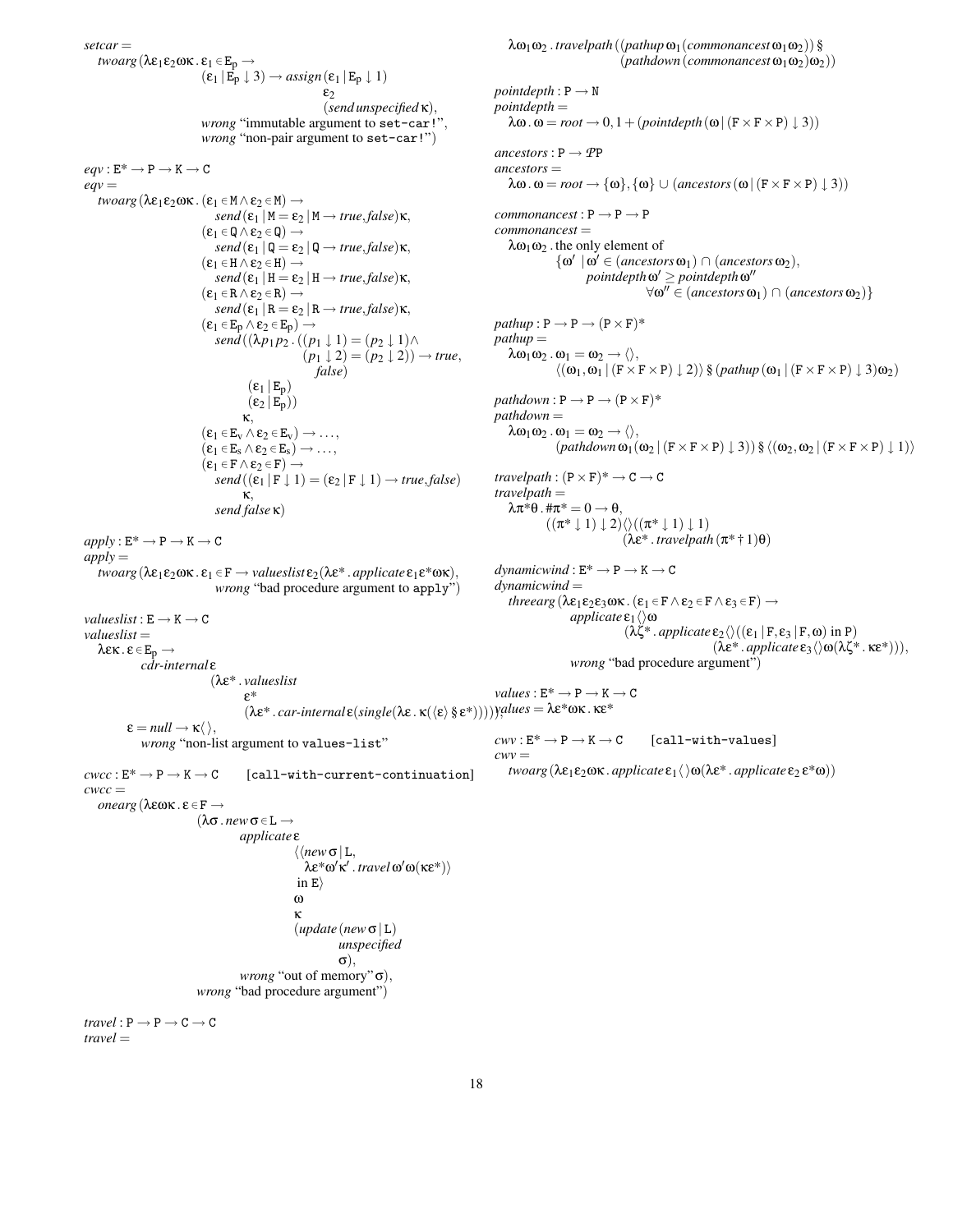$$
\begin{aligned}
&\textit{setcar} = \\
&\quad \textit{twoarg}\,(\lambda \varepsilon_1 \varepsilon_2 \omega \kappa \,.\, \varepsilon_1 \in \mathtt{E_p} \rightarrow \\
&\qquad\qquad (\varepsilon_1 \,|\, \mathtt{E_p} \downarrow 3) \rightarrow \textit{assign}\,(\varepsilon_1 \,|\, \mathtt{E_p} \downarrow 1) \\
&\qquad\qquad\qquad\qquad \varepsilon_2 \\
&\qquad\qquad\qquad\qquad (\textit{send}\,\textit{unspecified}\,\kappa), \\
&\qquad\qquad \textit{wrong}\ \text{“immutable argument to } \texttt{set-car!}\text{”}, \\
&\qquad\qquad \textit{wrong}\ \text{“non-pair argument to } \texttt{set-car!}\text{”})
\end{aligned}
$$

$$
\begin{aligned}
&\textit{eqv} : \mathtt{E}^* \rightarrow \mathtt{P} \rightarrow \mathtt{K} \rightarrow \mathtt{C} \\
&\textit{eqv} = \\
&\quad \textit{twoarg}\,(\lambda \varepsilon_1 \varepsilon_2 \omega \kappa \,.\, (\varepsilon_1 \in \mathtt{M} \wedge \varepsilon_2 \in \mathtt{M}) \rightarrow \\
&\qquad \textit{send}\,(\varepsilon_1 \,|\, \mathtt{M} = \varepsilon_2 \,|\, \mathtt{M} \rightarrow \textit{true}, \textit{false})\kappa, \\
&\qquad (\varepsilon_1 \in \mathtt{Q} \wedge \varepsilon_2 \in \mathtt{Q}) \rightarrow \\
&\qquad \textit{send}\,(\varepsilon_1 \,|\, \mathtt{Q} = \varepsilon_2 \,|\, \mathtt{Q} \rightarrow \textit{true}, \textit{false})\kappa, \\
&\qquad (\varepsilon_1 \in \mathtt{H} \wedge \varepsilon_2 \in \mathtt{H}) \rightarrow \\
&\qquad \textit{send}\,(\varepsilon_1 \,|\, \mathtt{H} = \varepsilon_2 \,|\, \mathtt{H} \rightarrow \textit{true}, \textit{false})\kappa, \\
&\qquad (\varepsilon_1 \in \mathtt{R} \wedge \varepsilon_2 \in \mathtt{R}) \rightarrow \\
&\qquad \textit{send}\,(\varepsilon_1 \,|\, \mathtt{R} = \varepsilon_2 \,|\, \mathtt{R} \rightarrow \textit{true}, \textit{false})\kappa, \\
&\qquad (\varepsilon_1 \in \mathtt{E_p} \wedge \varepsilon_2 \in \mathtt{E_p}) \rightarrow \\
&\qquad \textit{send}\,((\lambda p_1 p_2 \,.\, ((p_1 \downarrow 1) = (p_2 \downarrow 1) \wedge \\
&\qquad\qquad\qquad (p_1 \downarrow 2) = (p_2 \downarrow 2)) \rightarrow \textit{true}, \\
&\qquad\qquad\qquad \textit{false}) \\
&\qquad\qquad (\varepsilon_1 \,|\, \mathtt{E_p}) \\
&\qquad\qquad (\varepsilon_2 \,|\, \mathtt{E_p})) \\
&\qquad\quad \kappa, \\
&\qquad (\varepsilon_1 \in \mathtt{E_v} \wedge \varepsilon_2 \in \mathtt{E_v}) \rightarrow \ldots, \\
&\qquad (\varepsilon_1 \in \mathtt{E_s} \wedge \varepsilon_2 \in \mathtt{E_s}) \rightarrow \ldots, \\
&\qquad (\varepsilon_1 \in \mathtt{F} \wedge \varepsilon_2 \in \mathtt{F}) \rightarrow \\
&\qquad \textit{send}\,((\varepsilon_1 \,|\, \mathtt{F} \downarrow 1) = (\varepsilon_2 \,|\, \mathtt{F} \downarrow 1) \rightarrow \textit{true}, \textit{false}) \\
&\qquad\quad \kappa, \\
&\qquad \textit{send}\,\textit{false}\,\kappa)
\end{aligned}
$$

$$
\begin{aligned}
&\textit{apply} : \mathtt{E}^* \rightarrow \mathtt{P} \rightarrow \mathtt{K} \rightarrow \mathtt{C} \\
&\textit{apply} = \\
&\quad \textit{twoarg}\,(\lambda \varepsilon_1 \varepsilon_2 \omega \kappa \,.\, \varepsilon_1 \in \mathtt{F} \rightarrow \textit{valueslist}\,\varepsilon_2 (\lambda \varepsilon^* \,.\, \textit{applicate}\,\varepsilon_1 \varepsilon^* \omega \kappa), \\
&\qquad\qquad \textit{wrong}\ \text{“bad procedure argument to } \texttt{apply}\text{”})
\end{aligned}
$$

$$
\begin{aligned}
&\textit{valueslist} : \mathtt{E} \rightarrow \mathtt{K} \rightarrow \mathtt{C} \\
&\textit{valueslist} = \\
&\quad \lambda \varepsilon \kappa \,.\, \varepsilon \in \mathtt{E_p} \rightarrow \\
&\qquad \textit{cdr-internal}\,\varepsilon \\
&\qquad\quad (\lambda \varepsilon^* \,.\, \textit{valueslist} \\
&\qquad\qquad \varepsilon^* \\
&\qquad\qquad (\lambda \varepsilon^* \,.\, \textit{car-internal}\,\varepsilon (\textit{single}(\lambda \varepsilon \,.\, \kappa(\langle \varepsilon \rangle \S\, \varepsilon^*))))), \\
&\qquad \varepsilon = \textit{null} \rightarrow \kappa \langle \rangle, \\
&\qquad \textit{wrong}\ \text{“non-list argument to } \texttt{values-list}\text{”}
\end{aligned}
$$

$\textit{cwcc} : \mathtt{E}^* \rightarrow \mathtt{P} \rightarrow \mathtt{K} \rightarrow \mathtt{C}$ [`call-with-current-continuation`]

$$
\begin{aligned}
&\textit{cwcc} = \\
&\quad \textit{onearg}\,(\lambda \varepsilon \omega \kappa \,.\, \varepsilon \in \mathtt{F} \rightarrow \\
&\qquad (\lambda \sigma \,.\, \textit{new}\,\sigma \in \mathtt{L} \rightarrow \\
&\qquad\quad \textit{applicate}\,\varepsilon \\
&\qquad\qquad \langle \langle \textit{new}\,\sigma \,|\, \mathtt{L}, \\
&\qquad\qquad\quad \lambda \varepsilon^* \omega' \kappa' \,.\, \textit{travel}\,\omega' \omega (\kappa \varepsilon^*) \rangle \\
&\qquad\qquad\ \text{in } \mathtt{E} \rangle \\
&\qquad\qquad \omega \\
&\qquad\qquad \kappa \\
&\qquad\qquad (\textit{update}\,(\textit{new}\,\sigma \,|\, \mathtt{L}) \\
&\qquad\qquad\qquad \textit{unspecified} \\
&\qquad\qquad\qquad \sigma), \\
&\qquad\quad \textit{wrong}\ \text{“out of memory”}\,\sigma), \\
&\qquad \textit{wrong}\ \text{“bad procedure argument”})
\end{aligned}
$$

$$
\begin{aligned}
&\textit{travel} : \mathtt{P} \rightarrow \mathtt{P} \rightarrow \mathtt{C} \rightarrow \mathtt{C} \\
&\textit{travel} = \\
&\quad \lambda \omega_1 \omega_2 \,.\, \textit{travelpath}\,((\textit{pathup}\,\omega_1 (\textit{commonancest}\,\omega_1 \omega_2))\, \S \\
&\qquad\qquad (\textit{pathdown}\,(\textit{commonancest}\,\omega_1 \omega_2) \omega_2))
\end{aligned}
$$

$$
\begin{aligned}
&\textit{pointdepth} : \mathtt{P} \rightarrow \mathtt{N} \\
&\textit{pointdepth} = \\
&\quad \lambda \omega \,.\, \omega = \textit{root} \rightarrow 0, 1 + (\textit{pointdepth}\,(\omega \,|\, (\mathtt{F} \times \mathtt{F} \times \mathtt{P}) \downarrow 3))
\end{aligned}
$$

$$
\begin{aligned}
&\textit{ancestors} : \mathtt{P} \rightarrow \mathcal{P}\mathtt{P} \\
&\textit{ancestors} = \\
&\quad \lambda \omega \,.\, \omega = \textit{root} \rightarrow \{\omega\}, \{\omega\} \cup (\textit{ancestors}\,(\omega \,|\, (\mathtt{F} \times \mathtt{F} \times \mathtt{P}) \downarrow 3))
\end{aligned}
$$

$$
\begin{aligned}
&\textit{commonancest} : \mathtt{P} \rightarrow \mathtt{P} \rightarrow \mathtt{P} \\
&\textit{commonancest} = \\
&\quad \lambda \omega_1 \omega_2 \,.\, \text{the only element of} \\
&\qquad \{\omega' \mid \omega' \in (\textit{ancestors}\,\omega_1) \cap (\textit{ancestors}\,\omega_2), \\
&\qquad\quad \textit{pointdepth}\,\omega' \geq \textit{pointdepth}\,\omega'' \\
&\qquad\qquad \forall \omega'' \in (\textit{ancestors}\,\omega_1) \cap (\textit{ancestors}\,\omega_2)\}
\end{aligned}
$$

$$
\begin{aligned}
&\textit{pathup} : \mathtt{P} \rightarrow \mathtt{P} \rightarrow (\mathtt{P} \times \mathtt{F})^* \\
&\textit{pathup} = \\
&\quad \lambda \omega_1 \omega_2 \,.\, \omega_1 = \omega_2 \rightarrow \langle \rangle, \\
&\qquad \langle (\omega_1, \omega_1 \,|\, (\mathtt{F} \times \mathtt{F} \times \mathtt{P}) \downarrow 2) \rangle \,\S\, (\textit{pathup}\,(\omega_1 \,|\, (\mathtt{F} \times \mathtt{F} \times \mathtt{P}) \downarrow 3) \omega_2)
\end{aligned}
$$

$$
\begin{aligned}
&\textit{pathdown} : \mathtt{P} \rightarrow \mathtt{P} \rightarrow (\mathtt{P} \times \mathtt{F})^* \\
&\textit{pathdown} = \\
&\quad \lambda \omega_1 \omega_2 \,.\, \omega_1 = \omega_2 \rightarrow \langle \rangle, \\
&\qquad (\textit{pathdown}\,\omega_1 (\omega_2 \,|\, (\mathtt{F} \times \mathtt{F} \times \mathtt{P}) \downarrow 3)) \,\S\, \langle (\omega_2, \omega_2 \,|\, (\mathtt{F} \times \mathtt{F} \times \mathtt{P}) \downarrow 1) \rangle
\end{aligned}
$$

$$
\begin{aligned}
&\textit{travelpath} : (\mathtt{P} \times \mathtt{F})^* \rightarrow \mathtt{C} \rightarrow \mathtt{C} \\
&\textit{travelpath} = \\
&\quad \lambda \pi^* \theta \,.\, \#\pi^* = 0 \rightarrow \theta, \\
&\qquad ((\pi^* \downarrow 1) \downarrow 2) \langle \rangle ((\pi^* \downarrow 1) \downarrow 1) \\
&\qquad\qquad (\lambda \varepsilon^* \,.\, \textit{travelpath}\,(\pi^* \dagger 1) \theta)
\end{aligned}
$$

$$
\begin{aligned}
&\textit{dynamicwind} : \mathtt{E}^* \rightarrow \mathtt{P} \rightarrow \mathtt{K} \rightarrow \mathtt{C} \\
&\textit{dynamicwind} = \\
&\quad \textit{threearg}\,(\lambda \varepsilon_1 \varepsilon_2 \varepsilon_3 \omega \kappa \,.\, (\varepsilon_1 \in \mathtt{F} \wedge \varepsilon_2 \in \mathtt{F} \wedge \varepsilon_3 \in \mathtt{F}) \rightarrow \\
&\qquad \textit{applicate}\,\varepsilon_1 \langle \rangle \omega \\
&\qquad\quad (\lambda \zeta^* \,.\, \textit{applicate}\,\varepsilon_2 \langle \rangle ((\varepsilon_1 \,|\, \mathtt{F}, \varepsilon_3 \,|\, \mathtt{F}, \omega) \text{ in } \mathtt{P}) \\
&\qquad\qquad (\lambda \varepsilon^* \,.\, \textit{applicate}\,\varepsilon_3 \langle \rangle \omega (\lambda \zeta^* \,.\, \kappa \varepsilon^*))), \\
&\qquad \textit{wrong}\ \text{“bad procedure argument”})
\end{aligned}
$$

$$
\begin{aligned}
&\textit{values} : \mathtt{E}^* \rightarrow \mathtt{P} \rightarrow \mathtt{K} \rightarrow \mathtt{C} \\
&\textit{values} = \lambda \varepsilon^* \omega \kappa \,.\, \kappa \varepsilon^*
\end{aligned}
$$

$\textit{cwv} : \mathtt{E}^* \rightarrow \mathtt{P} \rightarrow \mathtt{K} \rightarrow \mathtt{C}$ [`call-with-values`]

$$
\begin{aligned}
&\textit{cwv} = \\
&\quad \textit{twoarg}\,(\lambda \varepsilon_1 \varepsilon_2 \omega \kappa \,.\, \textit{applicate}\,\varepsilon_1 \langle \rangle \omega (\lambda \varepsilon^* \,.\, \textit{applicate}\,\varepsilon_2\, \varepsilon^* \omega))
\end{aligned}
$$